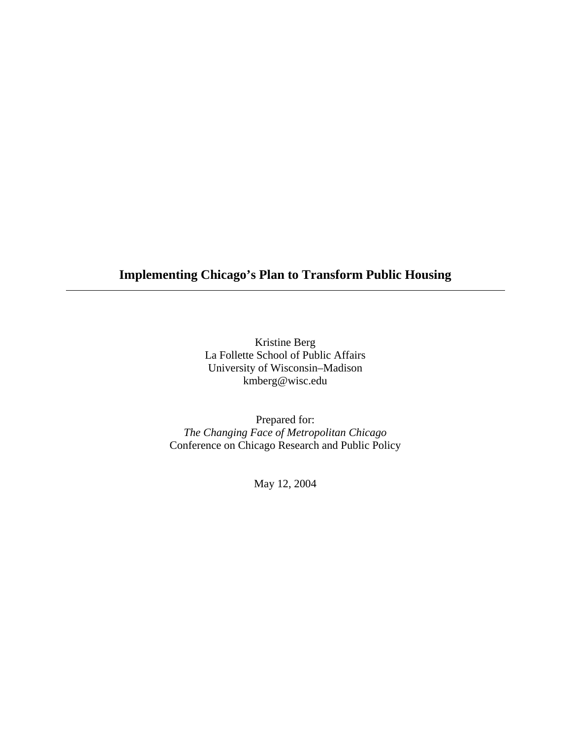# Implementing Chicago's Plan to Transform Public Housing

---

Kristine Berg
La Follette School of Public Affairs
University of Wisconsin–Madison
kmberg@wisc.edu

Prepared for:
*The Changing Face of Metropolitan Chicago*
Conference on Chicago Research and Public Policy

May 12, 2004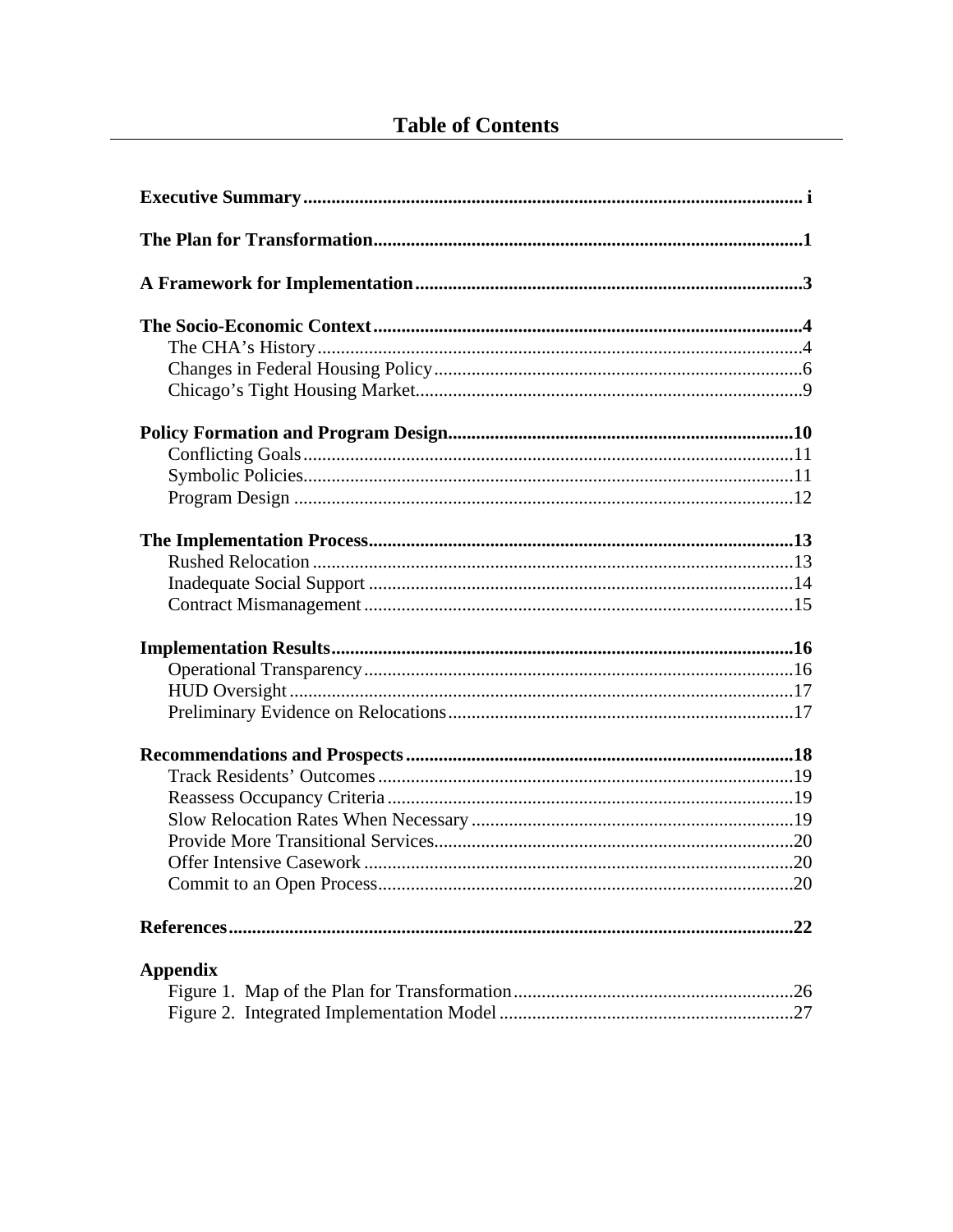# Table of Contents

**Executive Summary** ........................................................................................................ i

**The Plan for Transformation** ...........................................................................................1

**A Framework for Implementation** ..................................................................................3

**The Socio-Economic Context** ...........................................................................................4
- The CHA's History .......................................................................................................4
- Changes in Federal Housing Policy ..............................................................................6
- Chicago's Tight Housing Market ..................................................................................9

**Policy Formation and Program Design** .........................................................................10
- Conflicting Goals .........................................................................................................11
- Symbolic Policies .........................................................................................................11
- Program Design ...........................................................................................................12

**The Implementation Process** ..........................................................................................13
- Rushed Relocation .......................................................................................................13
- Inadequate Social Support ...........................................................................................14
- Contract Mismanagement ............................................................................................15

**Implementation Results** ..................................................................................................16
- Operational Transparency ............................................................................................16
- HUD Oversight ............................................................................................................17
- Preliminary Evidence on Relocations ..........................................................................17

**Recommendations and Prospects** ..................................................................................18
- Track Residents' Outcomes .........................................................................................19
- Reassess Occupancy Criteria .......................................................................................19
- Slow Relocation Rates When Necessary .....................................................................19
- Provide More Transitional Services .............................................................................20
- Offer Intensive Casework ............................................................................................20
- Commit to an Open Process .........................................................................................20

**References** ........................................................................................................................22

**Appendix**
- Figure 1. Map of the Plan for Transformation ............................................................26
- Figure 2. Integrated Implementation Model ...............................................................27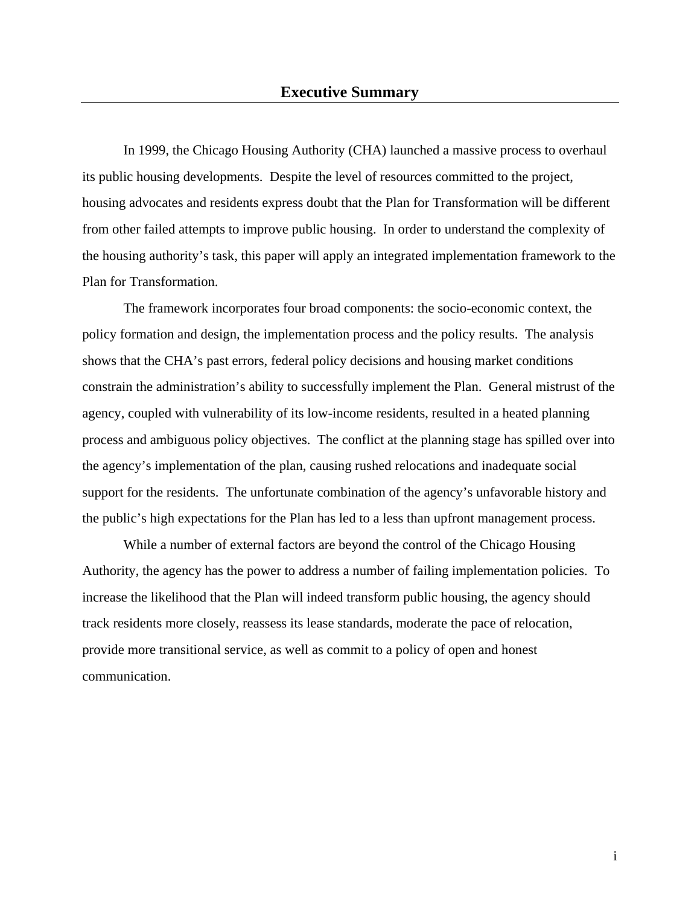# Executive Summary

In 1999, the Chicago Housing Authority (CHA) launched a massive process to overhaul its public housing developments. Despite the level of resources committed to the project, housing advocates and residents express doubt that the Plan for Transformation will be different from other failed attempts to improve public housing. In order to understand the complexity of the housing authority's task, this paper will apply an integrated implementation framework to the Plan for Transformation.

The framework incorporates four broad components: the socio-economic context, the policy formation and design, the implementation process and the policy results. The analysis shows that the CHA's past errors, federal policy decisions and housing market conditions constrain the administration's ability to successfully implement the Plan. General mistrust of the agency, coupled with vulnerability of its low-income residents, resulted in a heated planning process and ambiguous policy objectives. The conflict at the planning stage has spilled over into the agency's implementation of the plan, causing rushed relocations and inadequate social support for the residents. The unfortunate combination of the agency's unfavorable history and the public's high expectations for the Plan has led to a less than upfront management process.

While a number of external factors are beyond the control of the Chicago Housing Authority, the agency has the power to address a number of failing implementation policies. To increase the likelihood that the Plan will indeed transform public housing, the agency should track residents more closely, reassess its lease standards, moderate the pace of relocation, provide more transitional service, as well as commit to a policy of open and honest communication.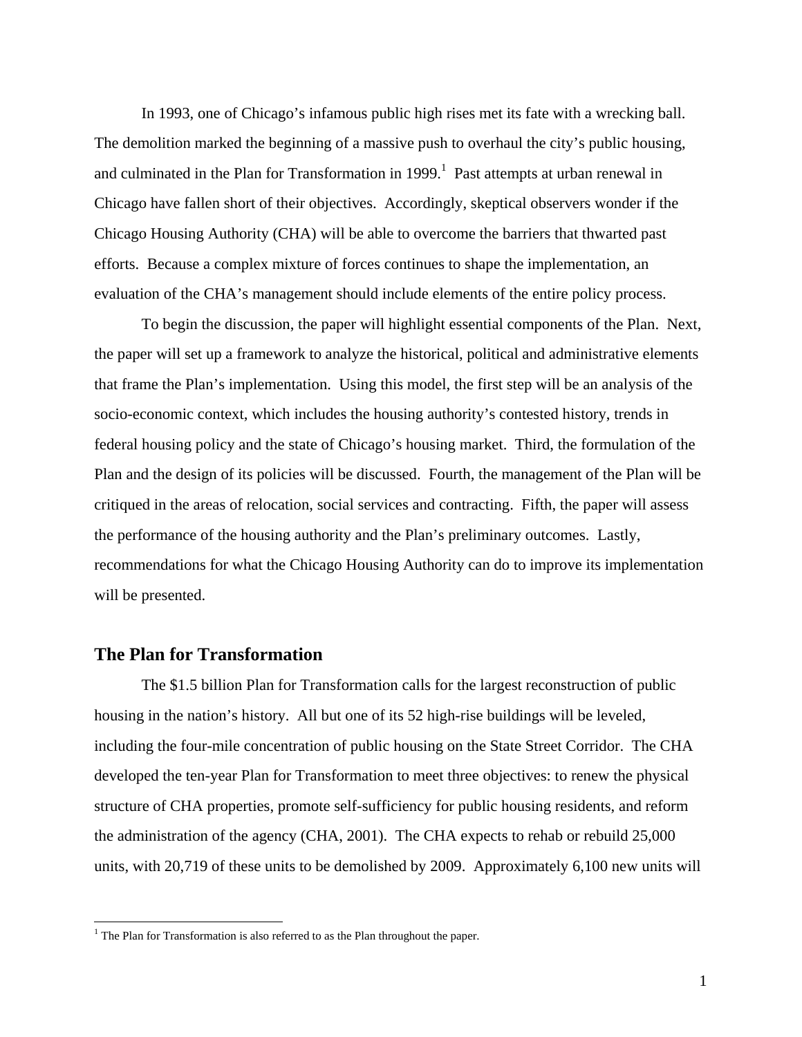In 1993, one of Chicago's infamous public high rises met its fate with a wrecking ball. The demolition marked the beginning of a massive push to overhaul the city's public housing, and culminated in the Plan for Transformation in 1999.[1] Past attempts at urban renewal in Chicago have fallen short of their objectives. Accordingly, skeptical observers wonder if the Chicago Housing Authority (CHA) will be able to overcome the barriers that thwarted past efforts. Because a complex mixture of forces continues to shape the implementation, an evaluation of the CHA's management should include elements of the entire policy process.

To begin the discussion, the paper will highlight essential components of the Plan. Next, the paper will set up a framework to analyze the historical, political and administrative elements that frame the Plan's implementation. Using this model, the first step will be an analysis of the socio-economic context, which includes the housing authority's contested history, trends in federal housing policy and the state of Chicago's housing market. Third, the formulation of the Plan and the design of its policies will be discussed. Fourth, the management of the Plan will be critiqued in the areas of relocation, social services and contracting. Fifth, the paper will assess the performance of the housing authority and the Plan's preliminary outcomes. Lastly, recommendations for what the Chicago Housing Authority can do to improve its implementation will be presented.

## The Plan for Transformation

The $1.5 billion Plan for Transformation calls for the largest reconstruction of public housing in the nation's history. All but one of its 52 high-rise buildings will be leveled, including the four-mile concentration of public housing on the State Street Corridor. The CHA developed the ten-year Plan for Transformation to meet three objectives: to renew the physical structure of CHA properties, promote self-sufficiency for public housing residents, and reform the administration of the agency (CHA, 2001). The CHA expects to rehab or rebuild 25,000 units, with 20,719 of these units to be demolished by 2009. Approximately 6,100 new units will

[1] The Plan for Transformation is also referred to as the Plan throughout the paper.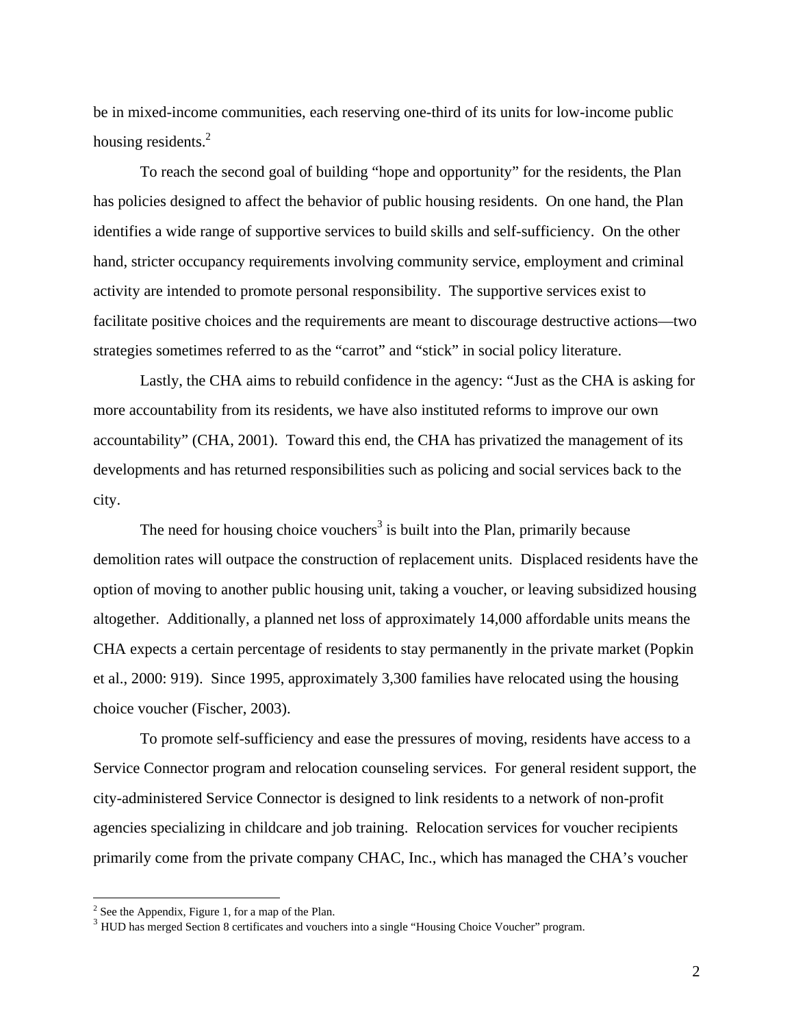be in mixed-income communities, each reserving one-third of its units for low-income public housing residents.[2]

To reach the second goal of building "hope and opportunity" for the residents, the Plan has policies designed to affect the behavior of public housing residents. On one hand, the Plan identifies a wide range of supportive services to build skills and self-sufficiency. On the other hand, stricter occupancy requirements involving community service, employment and criminal activity are intended to promote personal responsibility. The supportive services exist to facilitate positive choices and the requirements are meant to discourage destructive actions—two strategies sometimes referred to as the "carrot" and "stick" in social policy literature.

Lastly, the CHA aims to rebuild confidence in the agency: "Just as the CHA is asking for more accountability from its residents, we have also instituted reforms to improve our own accountability" (CHA, 2001). Toward this end, the CHA has privatized the management of its developments and has returned responsibilities such as policing and social services back to the city.

The need for housing choice vouchers[3] is built into the Plan, primarily because demolition rates will outpace the construction of replacement units. Displaced residents have the option of moving to another public housing unit, taking a voucher, or leaving subsidized housing altogether. Additionally, a planned net loss of approximately 14,000 affordable units means the CHA expects a certain percentage of residents to stay permanently in the private market (Popkin et al., 2000: 919). Since 1995, approximately 3,300 families have relocated using the housing choice voucher (Fischer, 2003).

To promote self-sufficiency and ease the pressures of moving, residents have access to a Service Connector program and relocation counseling services. For general resident support, the city-administered Service Connector is designed to link residents to a network of non-profit agencies specializing in childcare and job training. Relocation services for voucher recipients primarily come from the private company CHAC, Inc., which has managed the CHA's voucher

[2] See the Appendix, Figure 1, for a map of the Plan.

[3] HUD has merged Section 8 certificates and vouchers into a single "Housing Choice Voucher" program.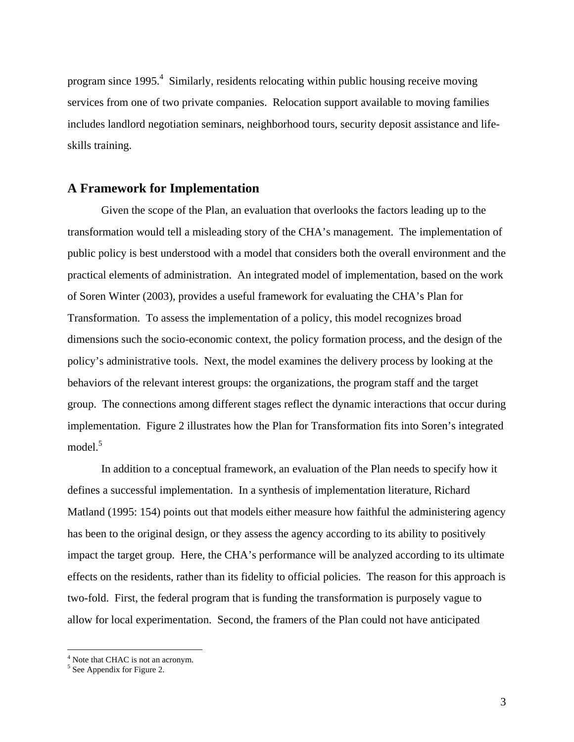program since 1995.[4] Similarly, residents relocating within public housing receive moving services from one of two private companies. Relocation support available to moving families includes landlord negotiation seminars, neighborhood tours, security deposit assistance and life-skills training.

## A Framework for Implementation

Given the scope of the Plan, an evaluation that overlooks the factors leading up to the transformation would tell a misleading story of the CHA's management. The implementation of public policy is best understood with a model that considers both the overall environment and the practical elements of administration. An integrated model of implementation, based on the work of Soren Winter (2003), provides a useful framework for evaluating the CHA's Plan for Transformation. To assess the implementation of a policy, this model recognizes broad dimensions such the socio-economic context, the policy formation process, and the design of the policy's administrative tools. Next, the model examines the delivery process by looking at the behaviors of the relevant interest groups: the organizations, the program staff and the target group. The connections among different stages reflect the dynamic interactions that occur during implementation. Figure 2 illustrates how the Plan for Transformation fits into Soren's integrated model.[5]

In addition to a conceptual framework, an evaluation of the Plan needs to specify how it defines a successful implementation. In a synthesis of implementation literature, Richard Matland (1995: 154) points out that models either measure how faithful the administering agency has been to the original design, or they assess the agency according to its ability to positively impact the target group. Here, the CHA's performance will be analyzed according to its ultimate effects on the residents, rather than its fidelity to official policies. The reason for this approach is two-fold. First, the federal program that is funding the transformation is purposely vague to allow for local experimentation. Second, the framers of the Plan could not have anticipated

---

[4] Note that CHAC is not an acronym.

[5] See Appendix for Figure 2.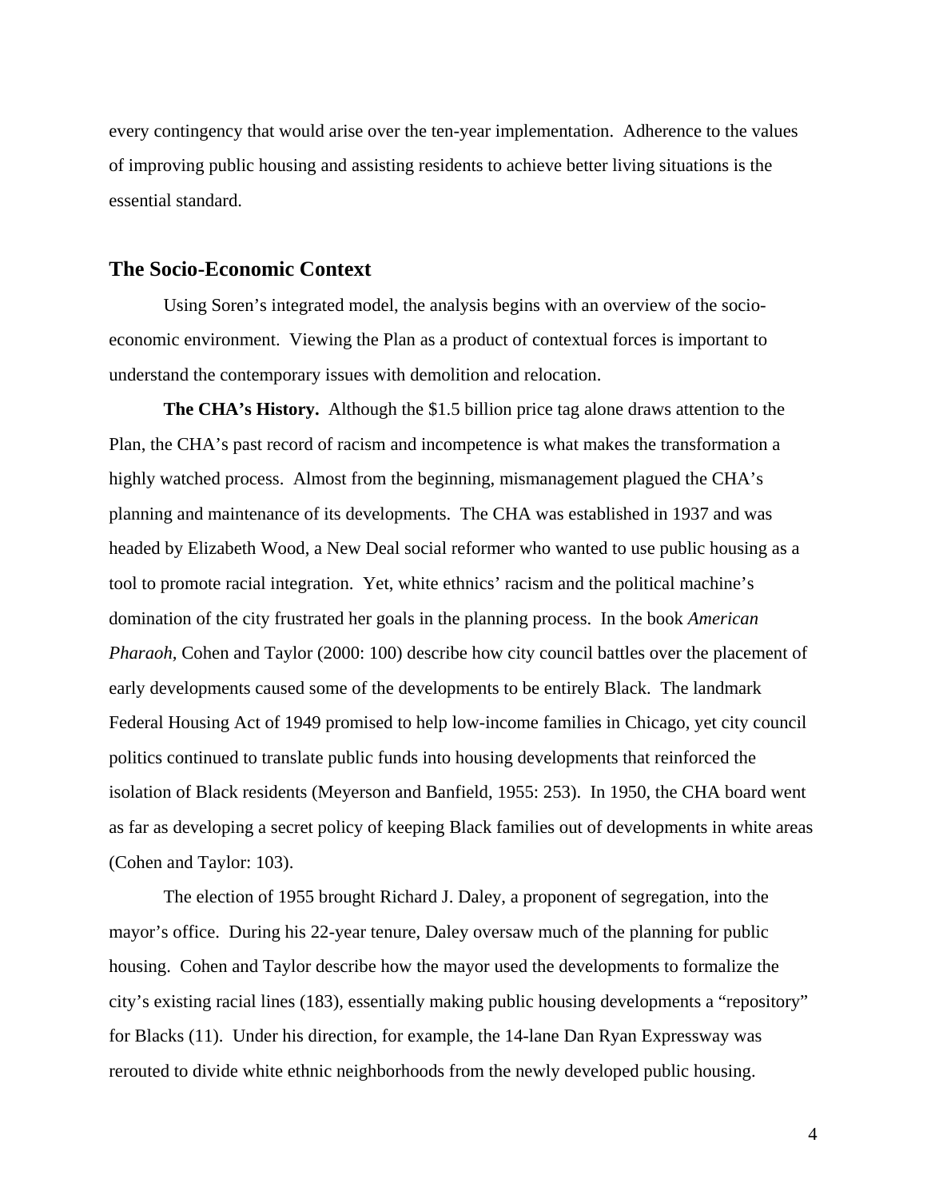every contingency that would arise over the ten-year implementation. Adherence to the values of improving public housing and assisting residents to achieve better living situations is the essential standard.

## The Socio-Economic Context

Using Soren's integrated model, the analysis begins with an overview of the socio-economic environment. Viewing the Plan as a product of contextual forces is important to understand the contemporary issues with demolition and relocation.

**The CHA's History.** Although the $1.5 billion price tag alone draws attention to the Plan, the CHA's past record of racism and incompetence is what makes the transformation a highly watched process. Almost from the beginning, mismanagement plagued the CHA's planning and maintenance of its developments. The CHA was established in 1937 and was headed by Elizabeth Wood, a New Deal social reformer who wanted to use public housing as a tool to promote racial integration. Yet, white ethnics' racism and the political machine's domination of the city frustrated her goals in the planning process. In the book *American Pharaoh*, Cohen and Taylor (2000: 100) describe how city council battles over the placement of early developments caused some of the developments to be entirely Black. The landmark Federal Housing Act of 1949 promised to help low-income families in Chicago, yet city council politics continued to translate public funds into housing developments that reinforced the isolation of Black residents (Meyerson and Banfield, 1955: 253). In 1950, the CHA board went as far as developing a secret policy of keeping Black families out of developments in white areas (Cohen and Taylor: 103).

The election of 1955 brought Richard J. Daley, a proponent of segregation, into the mayor's office. During his 22-year tenure, Daley oversaw much of the planning for public housing. Cohen and Taylor describe how the mayor used the developments to formalize the city's existing racial lines (183), essentially making public housing developments a "repository" for Blacks (11). Under his direction, for example, the 14-lane Dan Ryan Expressway was rerouted to divide white ethnic neighborhoods from the newly developed public housing.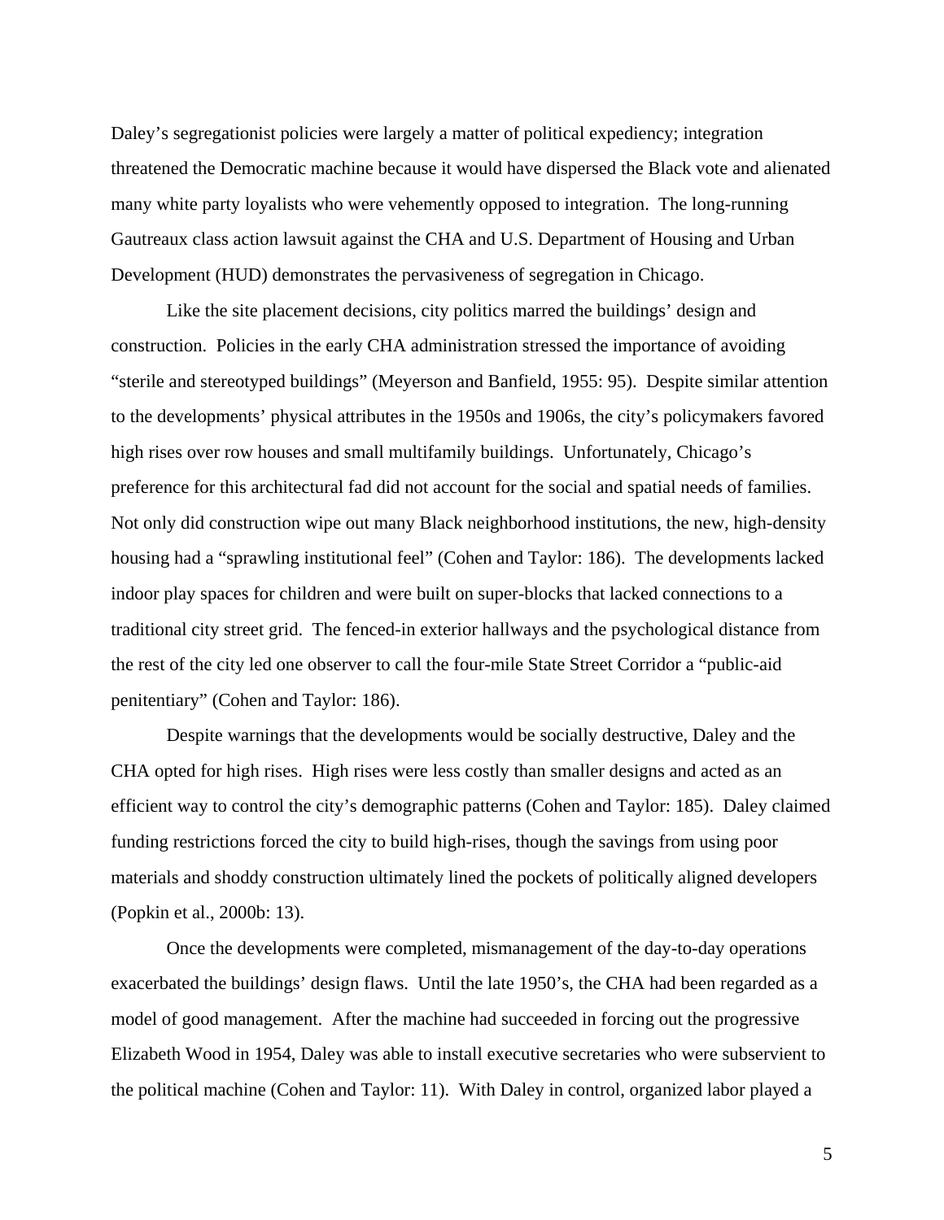Daley's segregationist policies were largely a matter of political expediency; integration threatened the Democratic machine because it would have dispersed the Black vote and alienated many white party loyalists who were vehemently opposed to integration. The long-running Gautreaux class action lawsuit against the CHA and U.S. Department of Housing and Urban Development (HUD) demonstrates the pervasiveness of segregation in Chicago.

Like the site placement decisions, city politics marred the buildings' design and construction. Policies in the early CHA administration stressed the importance of avoiding "sterile and stereotyped buildings" (Meyerson and Banfield, 1955: 95). Despite similar attention to the developments' physical attributes in the 1950s and 1906s, the city's policymakers favored high rises over row houses and small multifamily buildings. Unfortunately, Chicago's preference for this architectural fad did not account for the social and spatial needs of families. Not only did construction wipe out many Black neighborhood institutions, the new, high-density housing had a "sprawling institutional feel" (Cohen and Taylor: 186). The developments lacked indoor play spaces for children and were built on super-blocks that lacked connections to a traditional city street grid. The fenced-in exterior hallways and the psychological distance from the rest of the city led one observer to call the four-mile State Street Corridor a "public-aid penitentiary" (Cohen and Taylor: 186).

Despite warnings that the developments would be socially destructive, Daley and the CHA opted for high rises. High rises were less costly than smaller designs and acted as an efficient way to control the city's demographic patterns (Cohen and Taylor: 185). Daley claimed funding restrictions forced the city to build high-rises, though the savings from using poor materials and shoddy construction ultimately lined the pockets of politically aligned developers (Popkin et al., 2000b: 13).

Once the developments were completed, mismanagement of the day-to-day operations exacerbated the buildings' design flaws. Until the late 1950's, the CHA had been regarded as a model of good management. After the machine had succeeded in forcing out the progressive Elizabeth Wood in 1954, Daley was able to install executive secretaries who were subservient to the political machine (Cohen and Taylor: 11). With Daley in control, organized labor played a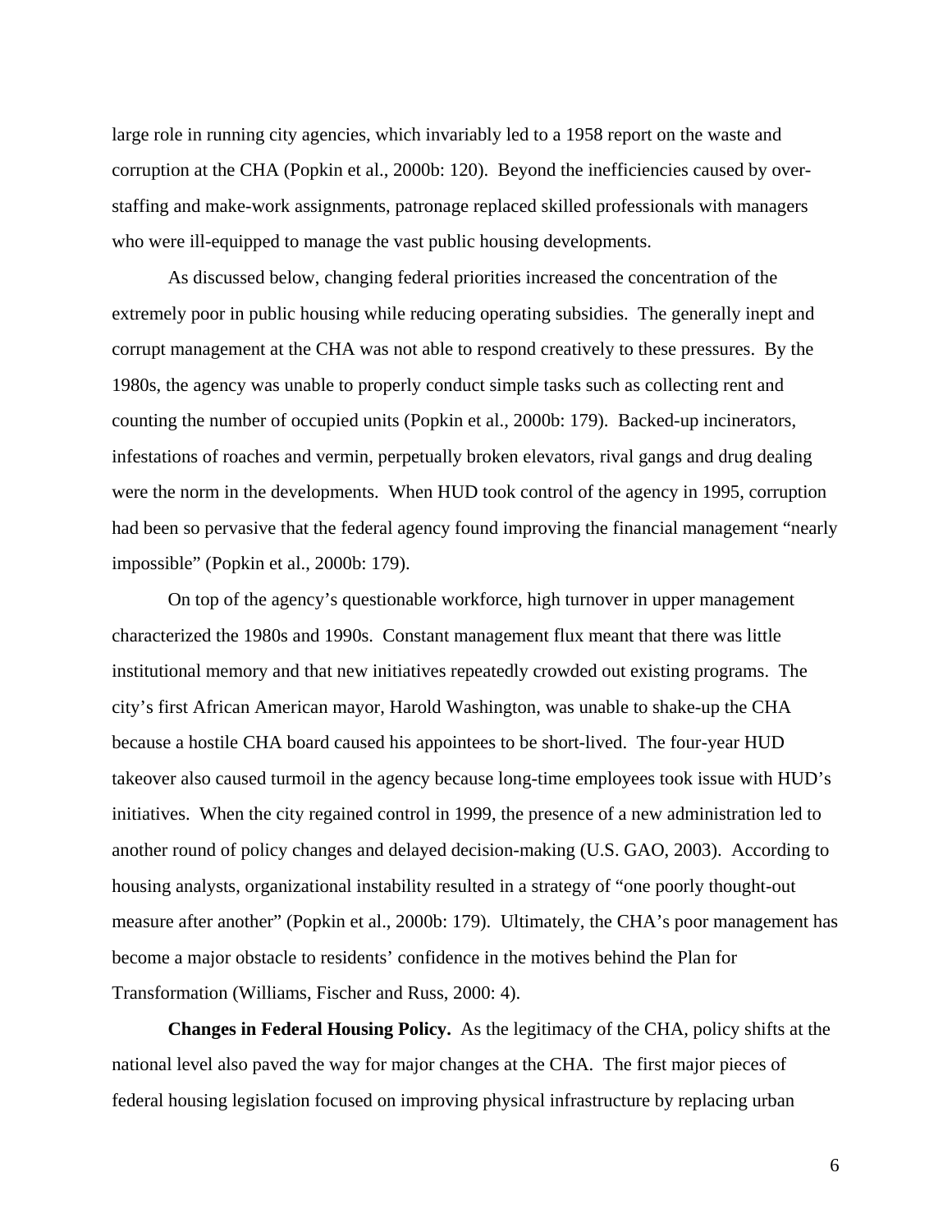large role in running city agencies, which invariably led to a 1958 report on the waste and corruption at the CHA (Popkin et al., 2000b: 120). Beyond the inefficiencies caused by over-staffing and make-work assignments, patronage replaced skilled professionals with managers who were ill-equipped to manage the vast public housing developments.

As discussed below, changing federal priorities increased the concentration of the extremely poor in public housing while reducing operating subsidies. The generally inept and corrupt management at the CHA was not able to respond creatively to these pressures. By the 1980s, the agency was unable to properly conduct simple tasks such as collecting rent and counting the number of occupied units (Popkin et al., 2000b: 179). Backed-up incinerators, infestations of roaches and vermin, perpetually broken elevators, rival gangs and drug dealing were the norm in the developments. When HUD took control of the agency in 1995, corruption had been so pervasive that the federal agency found improving the financial management "nearly impossible" (Popkin et al., 2000b: 179).

On top of the agency's questionable workforce, high turnover in upper management characterized the 1980s and 1990s. Constant management flux meant that there was little institutional memory and that new initiatives repeatedly crowded out existing programs. The city's first African American mayor, Harold Washington, was unable to shake-up the CHA because a hostile CHA board caused his appointees to be short-lived. The four-year HUD takeover also caused turmoil in the agency because long-time employees took issue with HUD's initiatives. When the city regained control in 1999, the presence of a new administration led to another round of policy changes and delayed decision-making (U.S. GAO, 2003). According to housing analysts, organizational instability resulted in a strategy of "one poorly thought-out measure after another" (Popkin et al., 2000b: 179). Ultimately, the CHA's poor management has become a major obstacle to residents' confidence in the motives behind the Plan for Transformation (Williams, Fischer and Russ, 2000: 4).

**Changes in Federal Housing Policy.** As the legitimacy of the CHA, policy shifts at the national level also paved the way for major changes at the CHA. The first major pieces of federal housing legislation focused on improving physical infrastructure by replacing urban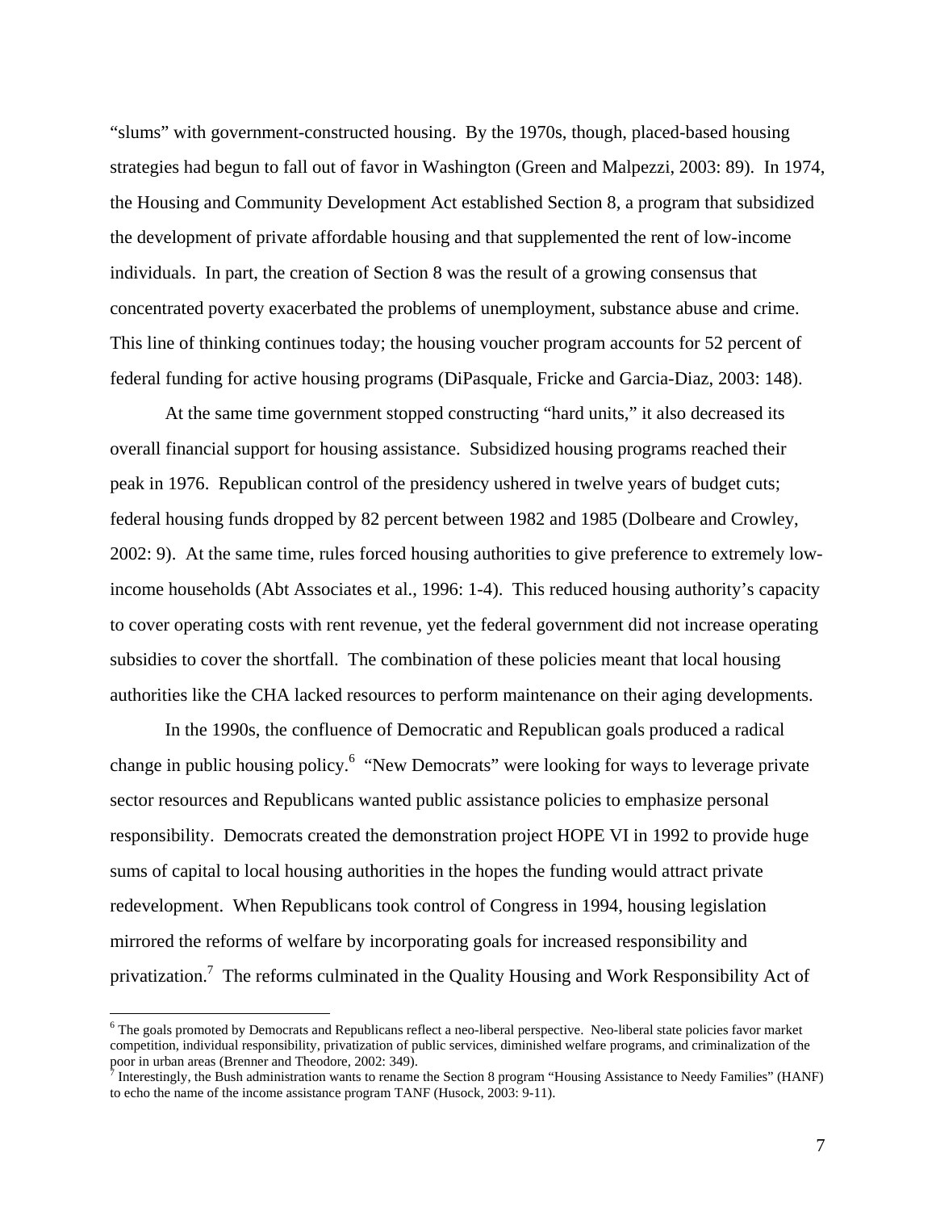"slums" with government-constructed housing. By the 1970s, though, placed-based housing strategies had begun to fall out of favor in Washington (Green and Malpezzi, 2003: 89). In 1974, the Housing and Community Development Act established Section 8, a program that subsidized the development of private affordable housing and that supplemented the rent of low-income individuals. In part, the creation of Section 8 was the result of a growing consensus that concentrated poverty exacerbated the problems of unemployment, substance abuse and crime. This line of thinking continues today; the housing voucher program accounts for 52 percent of federal funding for active housing programs (DiPasquale, Fricke and Garcia-Diaz, 2003: 148).

At the same time government stopped constructing "hard units," it also decreased its overall financial support for housing assistance. Subsidized housing programs reached their peak in 1976. Republican control of the presidency ushered in twelve years of budget cuts; federal housing funds dropped by 82 percent between 1982 and 1985 (Dolbeare and Crowley, 2002: 9). At the same time, rules forced housing authorities to give preference to extremely low-income households (Abt Associates et al., 1996: 1-4). This reduced housing authority's capacity to cover operating costs with rent revenue, yet the federal government did not increase operating subsidies to cover the shortfall. The combination of these policies meant that local housing authorities like the CHA lacked resources to perform maintenance on their aging developments.

In the 1990s, the confluence of Democratic and Republican goals produced a radical change in public housing policy.[6] "New Democrats" were looking for ways to leverage private sector resources and Republicans wanted public assistance policies to emphasize personal responsibility. Democrats created the demonstration project HOPE VI in 1992 to provide huge sums of capital to local housing authorities in the hopes the funding would attract private redevelopment. When Republicans took control of Congress in 1994, housing legislation mirrored the reforms of welfare by incorporating goals for increased responsibility and privatization.[7] The reforms culminated in the Quality Housing and Work Responsibility Act of

[6] The goals promoted by Democrats and Republicans reflect a neo-liberal perspective. Neo-liberal state policies favor market competition, individual responsibility, privatization of public services, diminished welfare programs, and criminalization of the poor in urban areas (Brenner and Theodore, 2002: 349).

[7] Interestingly, the Bush administration wants to rename the Section 8 program "Housing Assistance to Needy Families" (HANF) to echo the name of the income assistance program TANF (Husock, 2003: 9-11).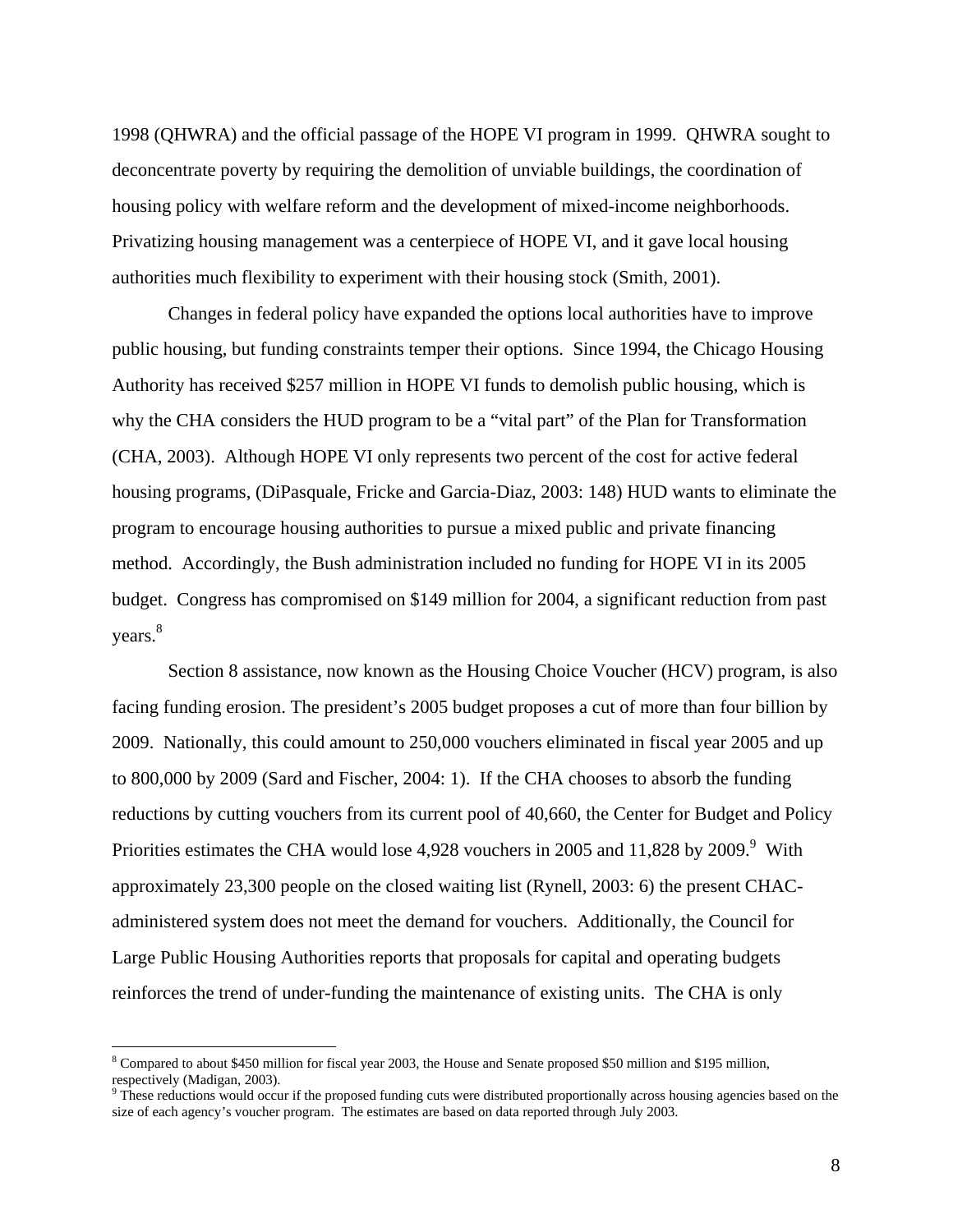1998 (QHWRA) and the official passage of the HOPE VI program in 1999. QHWRA sought to deconcentrate poverty by requiring the demolition of unviable buildings, the coordination of housing policy with welfare reform and the development of mixed-income neighborhoods. Privatizing housing management was a centerpiece of HOPE VI, and it gave local housing authorities much flexibility to experiment with their housing stock (Smith, 2001).

Changes in federal policy have expanded the options local authorities have to improve public housing, but funding constraints temper their options. Since 1994, the Chicago Housing Authority has received $257 million in HOPE VI funds to demolish public housing, which is why the CHA considers the HUD program to be a "vital part" of the Plan for Transformation (CHA, 2003). Although HOPE VI only represents two percent of the cost for active federal housing programs, (DiPasquale, Fricke and Garcia-Diaz, 2003: 148) HUD wants to eliminate the program to encourage housing authorities to pursue a mixed public and private financing method. Accordingly, the Bush administration included no funding for HOPE VI in its 2005 budget. Congress has compromised on $149 million for 2004, a significant reduction from past years.[8]

Section 8 assistance, now known as the Housing Choice Voucher (HCV) program, is also facing funding erosion. The president's 2005 budget proposes a cut of more than four billion by 2009. Nationally, this could amount to 250,000 vouchers eliminated in fiscal year 2005 and up to 800,000 by 2009 (Sard and Fischer, 2004: 1). If the CHA chooses to absorb the funding reductions by cutting vouchers from its current pool of 40,660, the Center for Budget and Policy Priorities estimates the CHA would lose 4,928 vouchers in 2005 and 11,828 by 2009.[9] With approximately 23,300 people on the closed waiting list (Rynell, 2003: 6) the present CHAC-administered system does not meet the demand for vouchers. Additionally, the Council for Large Public Housing Authorities reports that proposals for capital and operating budgets reinforces the trend of under-funding the maintenance of existing units. The CHA is only

---

[8] Compared to about $450 million for fiscal year 2003, the House and Senate proposed $50 million and $195 million, respectively (Madigan, 2003).

[9] These reductions would occur if the proposed funding cuts were distributed proportionally across housing agencies based on the size of each agency's voucher program. The estimates are based on data reported through July 2003.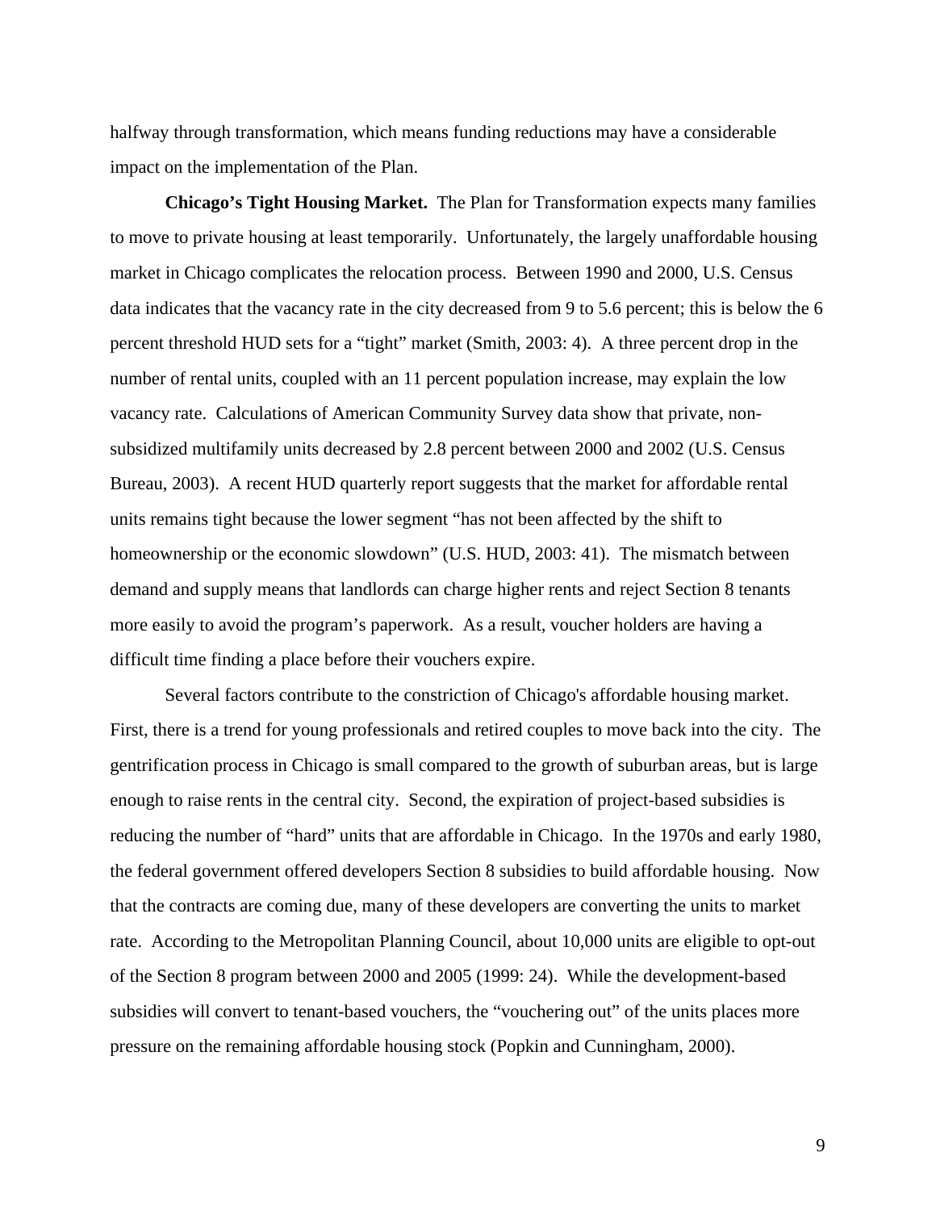halfway through transformation, which means funding reductions may have a considerable impact on the implementation of the Plan.

**Chicago's Tight Housing Market.** The Plan for Transformation expects many families to move to private housing at least temporarily. Unfortunately, the largely unaffordable housing market in Chicago complicates the relocation process. Between 1990 and 2000, U.S. Census data indicates that the vacancy rate in the city decreased from 9 to 5.6 percent; this is below the 6 percent threshold HUD sets for a "tight" market (Smith, 2003: 4). A three percent drop in the number of rental units, coupled with an 11 percent population increase, may explain the low vacancy rate. Calculations of American Community Survey data show that private, non-subsidized multifamily units decreased by 2.8 percent between 2000 and 2002 (U.S. Census Bureau, 2003). A recent HUD quarterly report suggests that the market for affordable rental units remains tight because the lower segment "has not been affected by the shift to homeownership or the economic slowdown" (U.S. HUD, 2003: 41). The mismatch between demand and supply means that landlords can charge higher rents and reject Section 8 tenants more easily to avoid the program's paperwork. As a result, voucher holders are having a difficult time finding a place before their vouchers expire.

Several factors contribute to the constriction of Chicago's affordable housing market. First, there is a trend for young professionals and retired couples to move back into the city. The gentrification process in Chicago is small compared to the growth of suburban areas, but is large enough to raise rents in the central city. Second, the expiration of project-based subsidies is reducing the number of "hard" units that are affordable in Chicago. In the 1970s and early 1980, the federal government offered developers Section 8 subsidies to build affordable housing. Now that the contracts are coming due, many of these developers are converting the units to market rate. According to the Metropolitan Planning Council, about 10,000 units are eligible to opt-out of the Section 8 program between 2000 and 2005 (1999: 24). While the development-based subsidies will convert to tenant-based vouchers, the "vouchering out" of the units places more pressure on the remaining affordable housing stock (Popkin and Cunningham, 2000).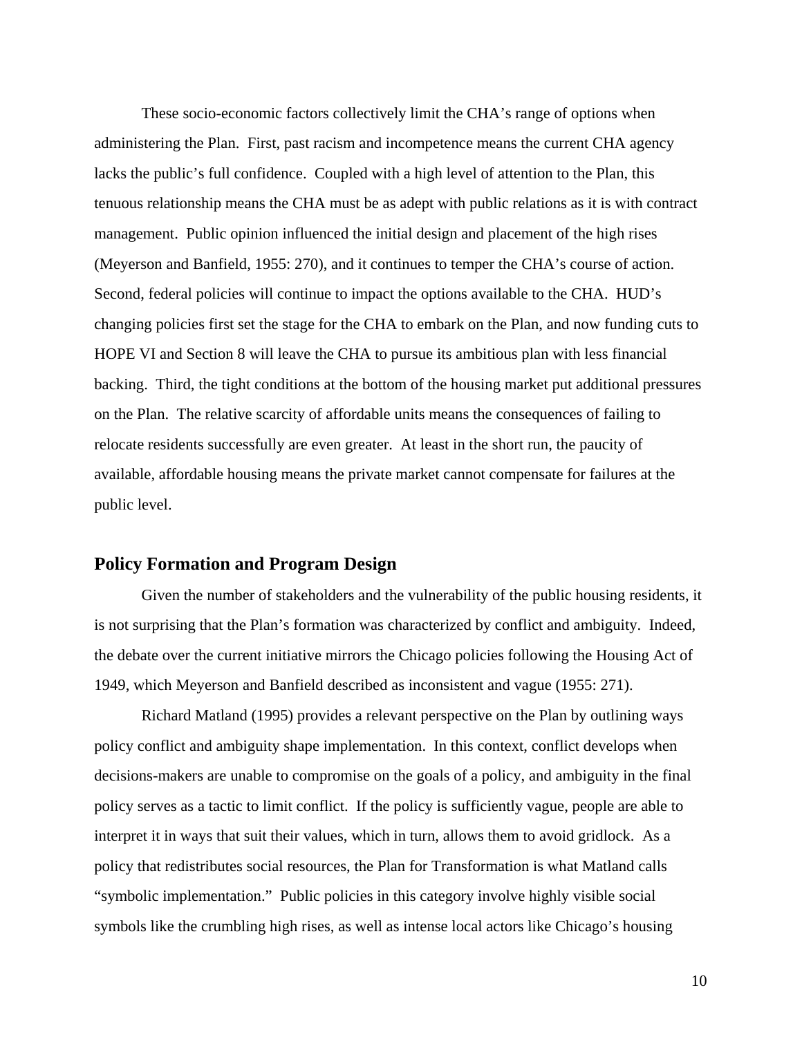These socio-economic factors collectively limit the CHA's range of options when administering the Plan. First, past racism and incompetence means the current CHA agency lacks the public's full confidence. Coupled with a high level of attention to the Plan, this tenuous relationship means the CHA must be as adept with public relations as it is with contract management. Public opinion influenced the initial design and placement of the high rises (Meyerson and Banfield, 1955: 270), and it continues to temper the CHA's course of action. Second, federal policies will continue to impact the options available to the CHA. HUD's changing policies first set the stage for the CHA to embark on the Plan, and now funding cuts to HOPE VI and Section 8 will leave the CHA to pursue its ambitious plan with less financial backing. Third, the tight conditions at the bottom of the housing market put additional pressures on the Plan. The relative scarcity of affordable units means the consequences of failing to relocate residents successfully are even greater. At least in the short run, the paucity of available, affordable housing means the private market cannot compensate for failures at the public level.

## Policy Formation and Program Design

Given the number of stakeholders and the vulnerability of the public housing residents, it is not surprising that the Plan's formation was characterized by conflict and ambiguity. Indeed, the debate over the current initiative mirrors the Chicago policies following the Housing Act of 1949, which Meyerson and Banfield described as inconsistent and vague (1955: 271).

Richard Matland (1995) provides a relevant perspective on the Plan by outlining ways policy conflict and ambiguity shape implementation. In this context, conflict develops when decisions-makers are unable to compromise on the goals of a policy, and ambiguity in the final policy serves as a tactic to limit conflict. If the policy is sufficiently vague, people are able to interpret it in ways that suit their values, which in turn, allows them to avoid gridlock. As a policy that redistributes social resources, the Plan for Transformation is what Matland calls "symbolic implementation." Public policies in this category involve highly visible social symbols like the crumbling high rises, as well as intense local actors like Chicago's housing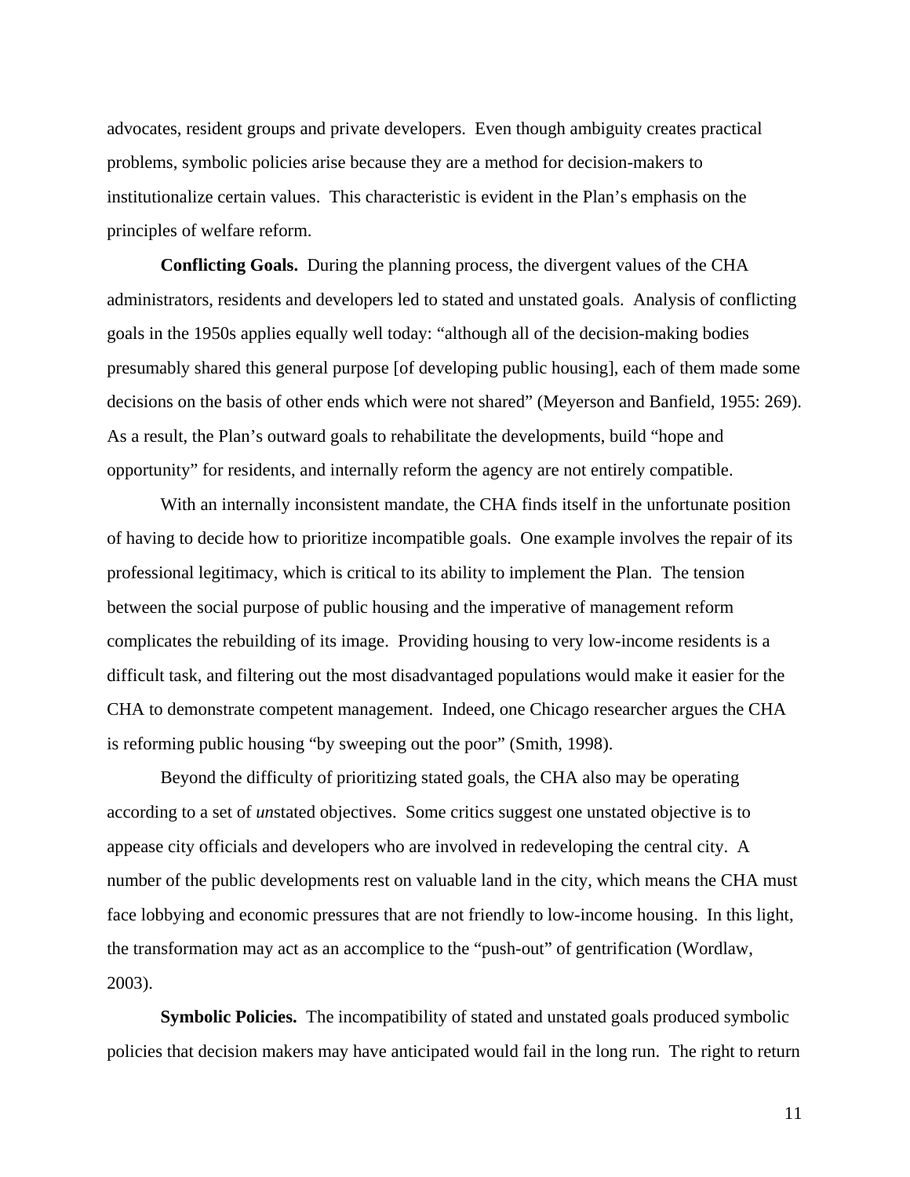advocates, resident groups and private developers. Even though ambiguity creates practical problems, symbolic policies arise because they are a method for decision-makers to institutionalize certain values. This characteristic is evident in the Plan's emphasis on the principles of welfare reform.

**Conflicting Goals.** During the planning process, the divergent values of the CHA administrators, residents and developers led to stated and unstated goals. Analysis of conflicting goals in the 1950s applies equally well today: "although all of the decision-making bodies presumably shared this general purpose [of developing public housing], each of them made some decisions on the basis of other ends which were not shared" (Meyerson and Banfield, 1955: 269). As a result, the Plan's outward goals to rehabilitate the developments, build "hope and opportunity" for residents, and internally reform the agency are not entirely compatible.

With an internally inconsistent mandate, the CHA finds itself in the unfortunate position of having to decide how to prioritize incompatible goals. One example involves the repair of its professional legitimacy, which is critical to its ability to implement the Plan. The tension between the social purpose of public housing and the imperative of management reform complicates the rebuilding of its image. Providing housing to very low-income residents is a difficult task, and filtering out the most disadvantaged populations would make it easier for the CHA to demonstrate competent management. Indeed, one Chicago researcher argues the CHA is reforming public housing "by sweeping out the poor" (Smith, 1998).

Beyond the difficulty of prioritizing stated goals, the CHA also may be operating according to a set of *un*stated objectives. Some critics suggest one unstated objective is to appease city officials and developers who are involved in redeveloping the central city. A number of the public developments rest on valuable land in the city, which means the CHA must face lobbying and economic pressures that are not friendly to low-income housing. In this light, the transformation may act as an accomplice to the "push-out" of gentrification (Wordlaw, 2003).

**Symbolic Policies.** The incompatibility of stated and unstated goals produced symbolic policies that decision makers may have anticipated would fail in the long run. The right to return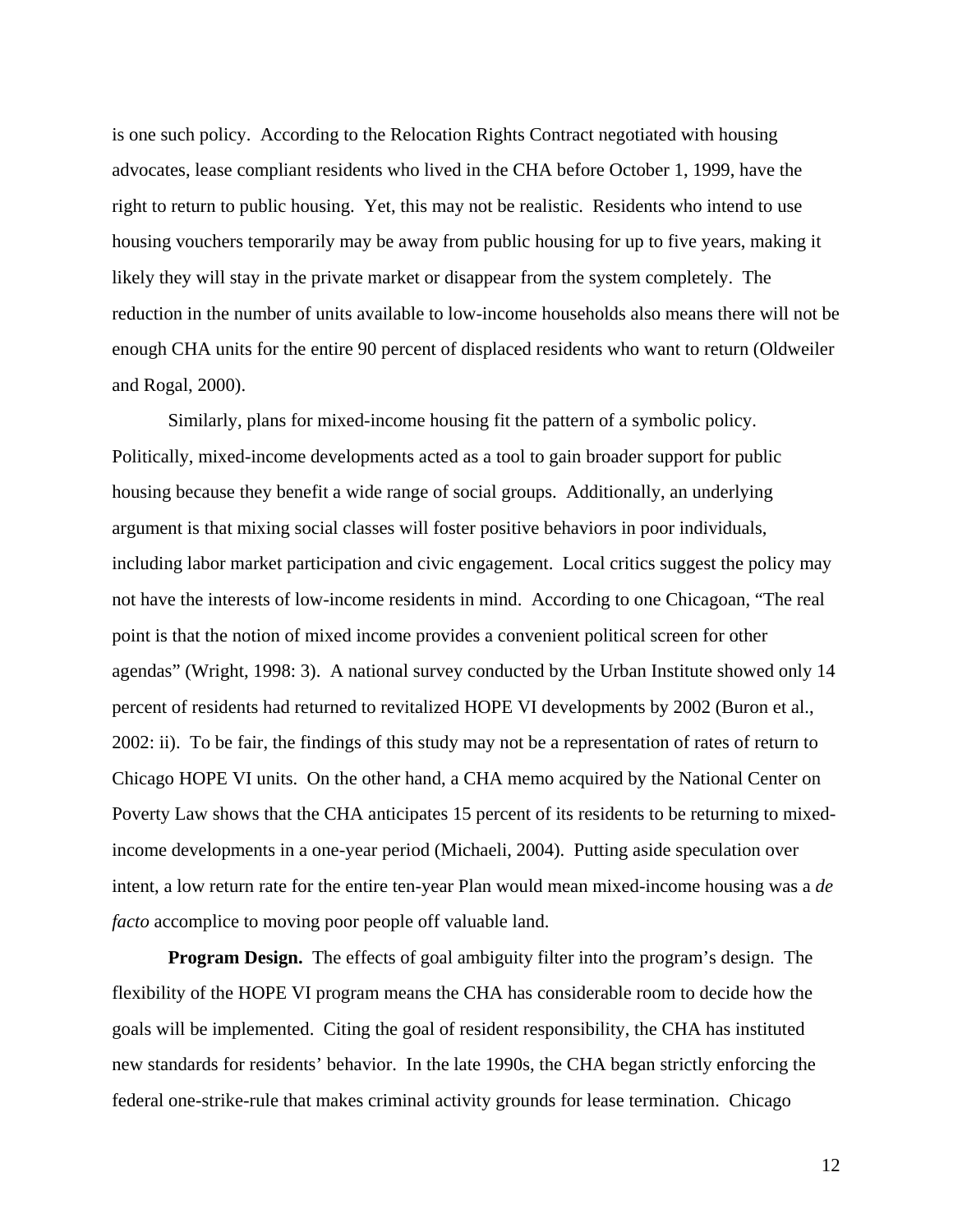is one such policy. According to the Relocation Rights Contract negotiated with housing advocates, lease compliant residents who lived in the CHA before October 1, 1999, have the right to return to public housing. Yet, this may not be realistic. Residents who intend to use housing vouchers temporarily may be away from public housing for up to five years, making it likely they will stay in the private market or disappear from the system completely. The reduction in the number of units available to low-income households also means there will not be enough CHA units for the entire 90 percent of displaced residents who want to return (Oldweiler and Rogal, 2000).

Similarly, plans for mixed-income housing fit the pattern of a symbolic policy. Politically, mixed-income developments acted as a tool to gain broader support for public housing because they benefit a wide range of social groups. Additionally, an underlying argument is that mixing social classes will foster positive behaviors in poor individuals, including labor market participation and civic engagement. Local critics suggest the policy may not have the interests of low-income residents in mind. According to one Chicagoan, "The real point is that the notion of mixed income provides a convenient political screen for other agendas" (Wright, 1998: 3). A national survey conducted by the Urban Institute showed only 14 percent of residents had returned to revitalized HOPE VI developments by 2002 (Buron et al., 2002: ii). To be fair, the findings of this study may not be a representation of rates of return to Chicago HOPE VI units. On the other hand, a CHA memo acquired by the National Center on Poverty Law shows that the CHA anticipates 15 percent of its residents to be returning to mixed-income developments in a one-year period (Michaeli, 2004). Putting aside speculation over intent, a low return rate for the entire ten-year Plan would mean mixed-income housing was a *de facto* accomplice to moving poor people off valuable land.

**Program Design.** The effects of goal ambiguity filter into the program's design. The flexibility of the HOPE VI program means the CHA has considerable room to decide how the goals will be implemented. Citing the goal of resident responsibility, the CHA has instituted new standards for residents' behavior. In the late 1990s, the CHA began strictly enforcing the federal one-strike-rule that makes criminal activity grounds for lease termination. Chicago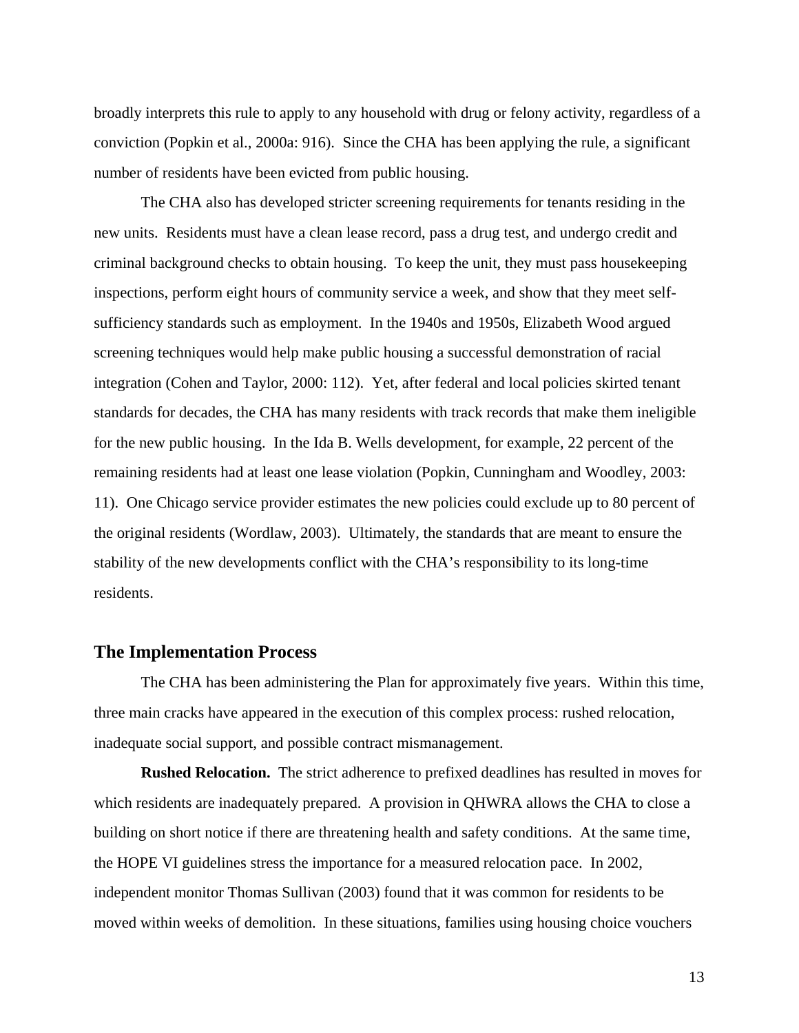broadly interprets this rule to apply to any household with drug or felony activity, regardless of a conviction (Popkin et al., 2000a: 916). Since the CHA has been applying the rule, a significant number of residents have been evicted from public housing.

The CHA also has developed stricter screening requirements for tenants residing in the new units. Residents must have a clean lease record, pass a drug test, and undergo credit and criminal background checks to obtain housing. To keep the unit, they must pass housekeeping inspections, perform eight hours of community service a week, and show that they meet self-sufficiency standards such as employment. In the 1940s and 1950s, Elizabeth Wood argued screening techniques would help make public housing a successful demonstration of racial integration (Cohen and Taylor, 2000: 112). Yet, after federal and local policies skirted tenant standards for decades, the CHA has many residents with track records that make them ineligible for the new public housing. In the Ida B. Wells development, for example, 22 percent of the remaining residents had at least one lease violation (Popkin, Cunningham and Woodley, 2003: 11). One Chicago service provider estimates the new policies could exclude up to 80 percent of the original residents (Wordlaw, 2003). Ultimately, the standards that are meant to ensure the stability of the new developments conflict with the CHA's responsibility to its long-time residents.

## The Implementation Process

The CHA has been administering the Plan for approximately five years. Within this time, three main cracks have appeared in the execution of this complex process: rushed relocation, inadequate social support, and possible contract mismanagement.

**Rushed Relocation.** The strict adherence to prefixed deadlines has resulted in moves for which residents are inadequately prepared. A provision in QHWRA allows the CHA to close a building on short notice if there are threatening health and safety conditions. At the same time, the HOPE VI guidelines stress the importance for a measured relocation pace. In 2002, independent monitor Thomas Sullivan (2003) found that it was common for residents to be moved within weeks of demolition. In these situations, families using housing choice vouchers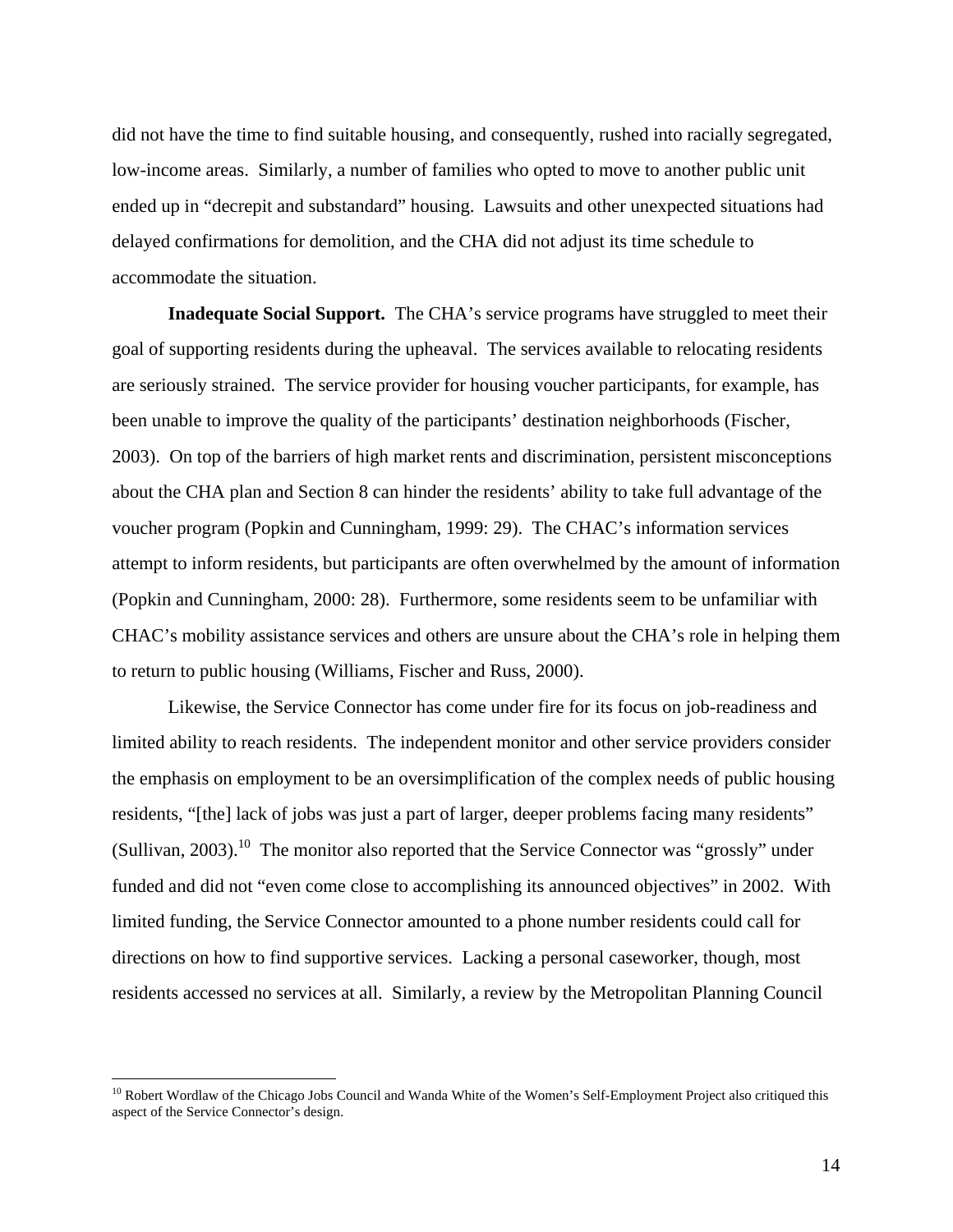did not have the time to find suitable housing, and consequently, rushed into racially segregated, low-income areas. Similarly, a number of families who opted to move to another public unit ended up in "decrepit and substandard" housing. Lawsuits and other unexpected situations had delayed confirmations for demolition, and the CHA did not adjust its time schedule to accommodate the situation.

**Inadequate Social Support.** The CHA's service programs have struggled to meet their goal of supporting residents during the upheaval. The services available to relocating residents are seriously strained. The service provider for housing voucher participants, for example, has been unable to improve the quality of the participants' destination neighborhoods (Fischer, 2003). On top of the barriers of high market rents and discrimination, persistent misconceptions about the CHA plan and Section 8 can hinder the residents' ability to take full advantage of the voucher program (Popkin and Cunningham, 1999: 29). The CHAC's information services attempt to inform residents, but participants are often overwhelmed by the amount of information (Popkin and Cunningham, 2000: 28). Furthermore, some residents seem to be unfamiliar with CHAC's mobility assistance services and others are unsure about the CHA's role in helping them to return to public housing (Williams, Fischer and Russ, 2000).

Likewise, the Service Connector has come under fire for its focus on job-readiness and limited ability to reach residents. The independent monitor and other service providers consider the emphasis on employment to be an oversimplification of the complex needs of public housing residents, "[the] lack of jobs was just a part of larger, deeper problems facing many residents" (Sullivan, 2003).[10] The monitor also reported that the Service Connector was "grossly" under funded and did not "even come close to accomplishing its announced objectives" in 2002. With limited funding, the Service Connector amounted to a phone number residents could call for directions on how to find supportive services. Lacking a personal caseworker, though, most residents accessed no services at all. Similarly, a review by the Metropolitan Planning Council

[10] Robert Wordlaw of the Chicago Jobs Council and Wanda White of the Women's Self-Employment Project also critiqued this aspect of the Service Connector's design.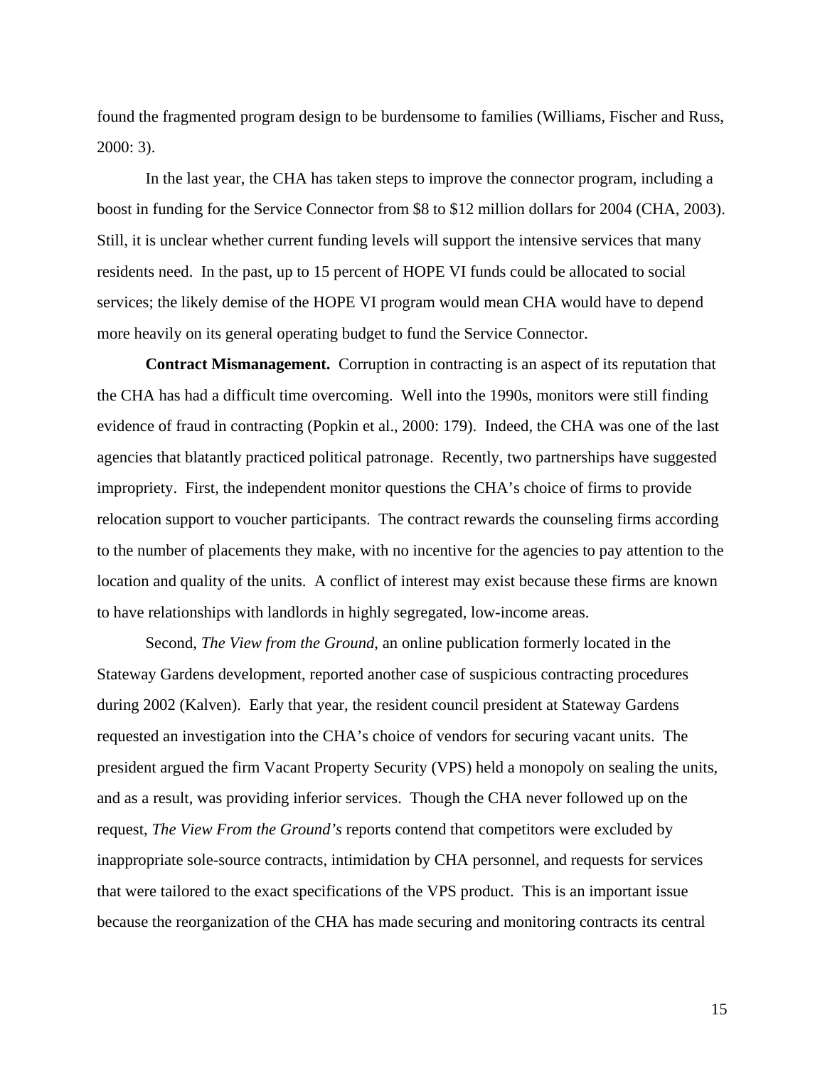found the fragmented program design to be burdensome to families (Williams, Fischer and Russ, 2000: 3).

In the last year, the CHA has taken steps to improve the connector program, including a boost in funding for the Service Connector from $8 to $12 million dollars for 2004 (CHA, 2003). Still, it is unclear whether current funding levels will support the intensive services that many residents need. In the past, up to 15 percent of HOPE VI funds could be allocated to social services; the likely demise of the HOPE VI program would mean CHA would have to depend more heavily on its general operating budget to fund the Service Connector.

**Contract Mismanagement.** Corruption in contracting is an aspect of its reputation that the CHA has had a difficult time overcoming. Well into the 1990s, monitors were still finding evidence of fraud in contracting (Popkin et al., 2000: 179). Indeed, the CHA was one of the last agencies that blatantly practiced political patronage. Recently, two partnerships have suggested impropriety. First, the independent monitor questions the CHA's choice of firms to provide relocation support to voucher participants. The contract rewards the counseling firms according to the number of placements they make, with no incentive for the agencies to pay attention to the location and quality of the units. A conflict of interest may exist because these firms are known to have relationships with landlords in highly segregated, low-income areas.

Second, *The View from the Ground*, an online publication formerly located in the Stateway Gardens development, reported another case of suspicious contracting procedures during 2002 (Kalven). Early that year, the resident council president at Stateway Gardens requested an investigation into the CHA's choice of vendors for securing vacant units. The president argued the firm Vacant Property Security (VPS) held a monopoly on sealing the units, and as a result, was providing inferior services. Though the CHA never followed up on the request, *The View From the Ground's* reports contend that competitors were excluded by inappropriate sole-source contracts, intimidation by CHA personnel, and requests for services that were tailored to the exact specifications of the VPS product. This is an important issue because the reorganization of the CHA has made securing and monitoring contracts its central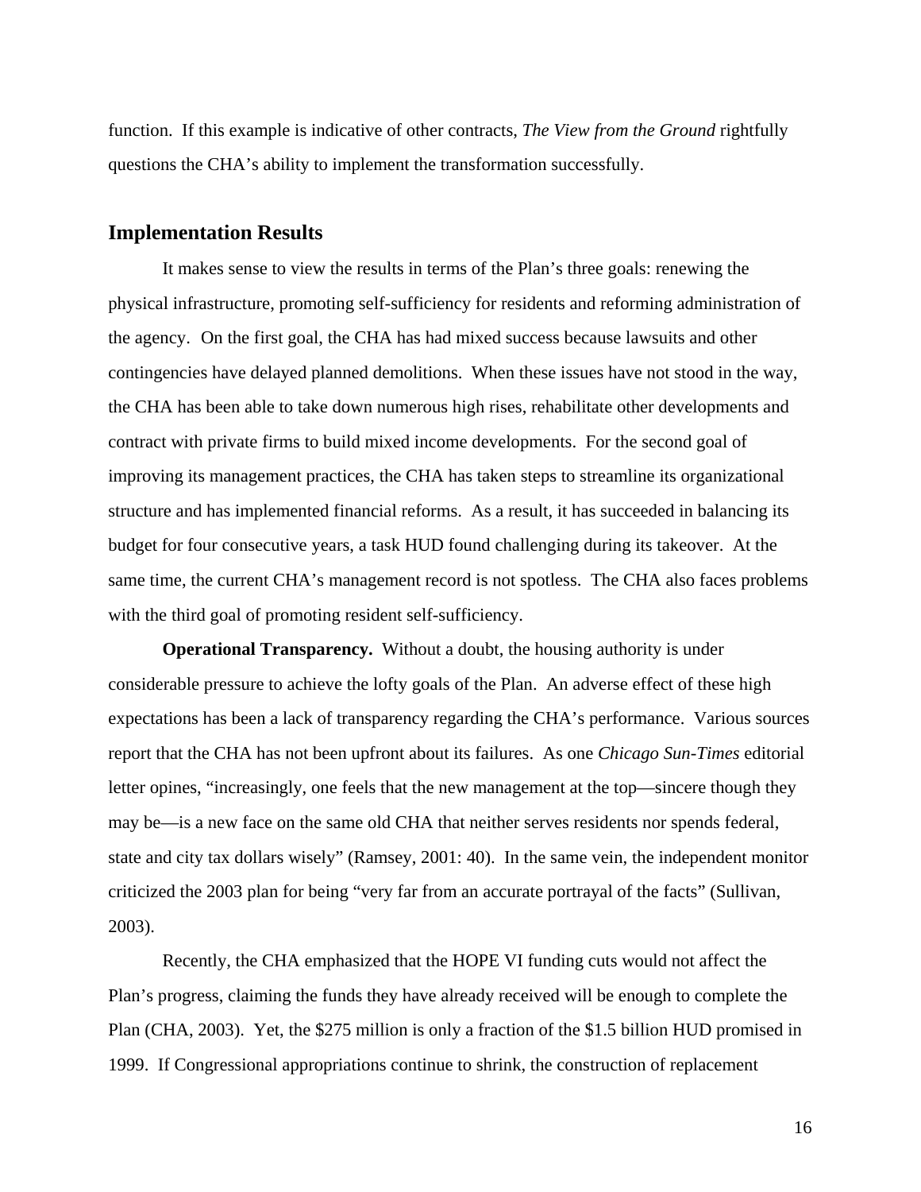function. If this example is indicative of other contracts, *The View from the Ground* rightfully questions the CHA's ability to implement the transformation successfully.

## Implementation Results

It makes sense to view the results in terms of the Plan's three goals: renewing the physical infrastructure, promoting self-sufficiency for residents and reforming administration of the agency. On the first goal, the CHA has had mixed success because lawsuits and other contingencies have delayed planned demolitions. When these issues have not stood in the way, the CHA has been able to take down numerous high rises, rehabilitate other developments and contract with private firms to build mixed income developments. For the second goal of improving its management practices, the CHA has taken steps to streamline its organizational structure and has implemented financial reforms. As a result, it has succeeded in balancing its budget for four consecutive years, a task HUD found challenging during its takeover. At the same time, the current CHA's management record is not spotless. The CHA also faces problems with the third goal of promoting resident self-sufficiency.

**Operational Transparency.** Without a doubt, the housing authority is under considerable pressure to achieve the lofty goals of the Plan. An adverse effect of these high expectations has been a lack of transparency regarding the CHA's performance. Various sources report that the CHA has not been upfront about its failures. As one *Chicago Sun-Times* editorial letter opines, "increasingly, one feels that the new management at the top—sincere though they may be—is a new face on the same old CHA that neither serves residents nor spends federal, state and city tax dollars wisely" (Ramsey, 2001: 40). In the same vein, the independent monitor criticized the 2003 plan for being "very far from an accurate portrayal of the facts" (Sullivan, 2003).

Recently, the CHA emphasized that the HOPE VI funding cuts would not affect the Plan's progress, claiming the funds they have already received will be enough to complete the Plan (CHA, 2003). Yet, the $275 million is only a fraction of the $1.5 billion HUD promised in 1999. If Congressional appropriations continue to shrink, the construction of replacement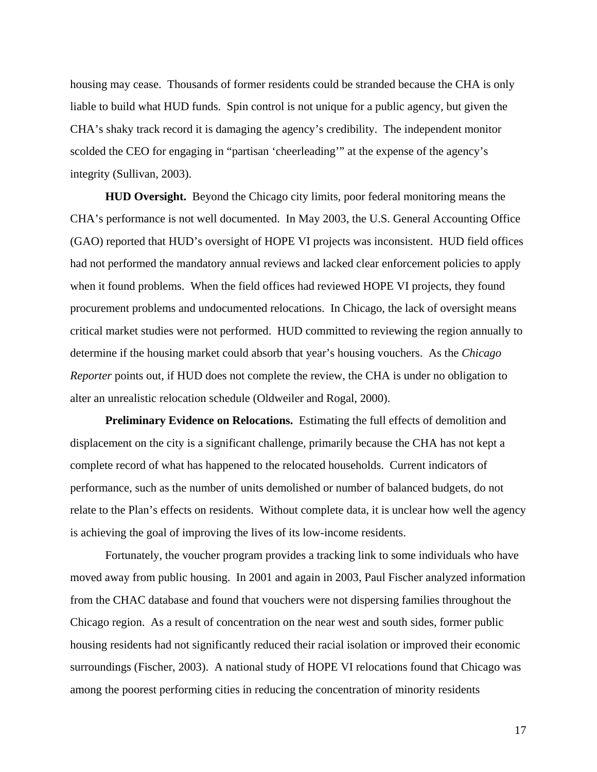housing may cease. Thousands of former residents could be stranded because the CHA is only liable to build what HUD funds. Spin control is not unique for a public agency, but given the CHA's shaky track record it is damaging the agency's credibility. The independent monitor scolded the CEO for engaging in "partisan 'cheerleading'" at the expense of the agency's integrity (Sullivan, 2003).

**HUD Oversight.** Beyond the Chicago city limits, poor federal monitoring means the CHA's performance is not well documented. In May 2003, the U.S. General Accounting Office (GAO) reported that HUD's oversight of HOPE VI projects was inconsistent. HUD field offices had not performed the mandatory annual reviews and lacked clear enforcement policies to apply when it found problems. When the field offices had reviewed HOPE VI projects, they found procurement problems and undocumented relocations. In Chicago, the lack of oversight means critical market studies were not performed. HUD committed to reviewing the region annually to determine if the housing market could absorb that year's housing vouchers. As the *Chicago Reporter* points out, if HUD does not complete the review, the CHA is under no obligation to alter an unrealistic relocation schedule (Oldweiler and Rogal, 2000).

**Preliminary Evidence on Relocations.** Estimating the full effects of demolition and displacement on the city is a significant challenge, primarily because the CHA has not kept a complete record of what has happened to the relocated households. Current indicators of performance, such as the number of units demolished or number of balanced budgets, do not relate to the Plan's effects on residents. Without complete data, it is unclear how well the agency is achieving the goal of improving the lives of its low-income residents.

Fortunately, the voucher program provides a tracking link to some individuals who have moved away from public housing. In 2001 and again in 2003, Paul Fischer analyzed information from the CHAC database and found that vouchers were not dispersing families throughout the Chicago region. As a result of concentration on the near west and south sides, former public housing residents had not significantly reduced their racial isolation or improved their economic surroundings (Fischer, 2003). A national study of HOPE VI relocations found that Chicago was among the poorest performing cities in reducing the concentration of minority residents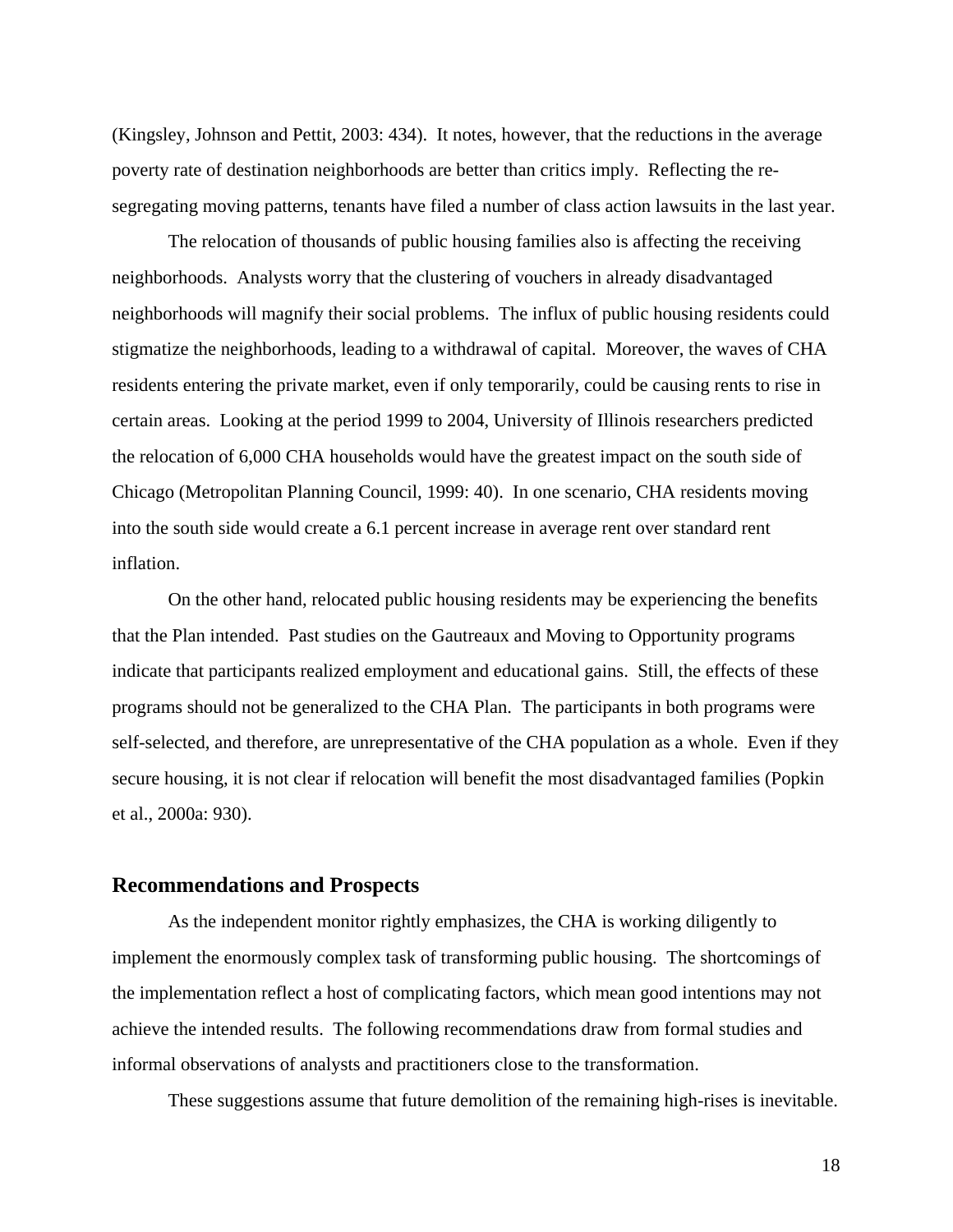(Kingsley, Johnson and Pettit, 2003: 434). It notes, however, that the reductions in the average poverty rate of destination neighborhoods are better than critics imply. Reflecting the re-segregating moving patterns, tenants have filed a number of class action lawsuits in the last year.

The relocation of thousands of public housing families also is affecting the receiving neighborhoods. Analysts worry that the clustering of vouchers in already disadvantaged neighborhoods will magnify their social problems. The influx of public housing residents could stigmatize the neighborhoods, leading to a withdrawal of capital. Moreover, the waves of CHA residents entering the private market, even if only temporarily, could be causing rents to rise in certain areas. Looking at the period 1999 to 2004, University of Illinois researchers predicted the relocation of 6,000 CHA households would have the greatest impact on the south side of Chicago (Metropolitan Planning Council, 1999: 40). In one scenario, CHA residents moving into the south side would create a 6.1 percent increase in average rent over standard rent inflation.

On the other hand, relocated public housing residents may be experiencing the benefits that the Plan intended. Past studies on the Gautreaux and Moving to Opportunity programs indicate that participants realized employment and educational gains. Still, the effects of these programs should not be generalized to the CHA Plan. The participants in both programs were self-selected, and therefore, are unrepresentative of the CHA population as a whole. Even if they secure housing, it is not clear if relocation will benefit the most disadvantaged families (Popkin et al., 2000a: 930).

## Recommendations and Prospects

As the independent monitor rightly emphasizes, the CHA is working diligently to implement the enormously complex task of transforming public housing. The shortcomings of the implementation reflect a host of complicating factors, which mean good intentions may not achieve the intended results. The following recommendations draw from formal studies and informal observations of analysts and practitioners close to the transformation.

These suggestions assume that future demolition of the remaining high-rises is inevitable.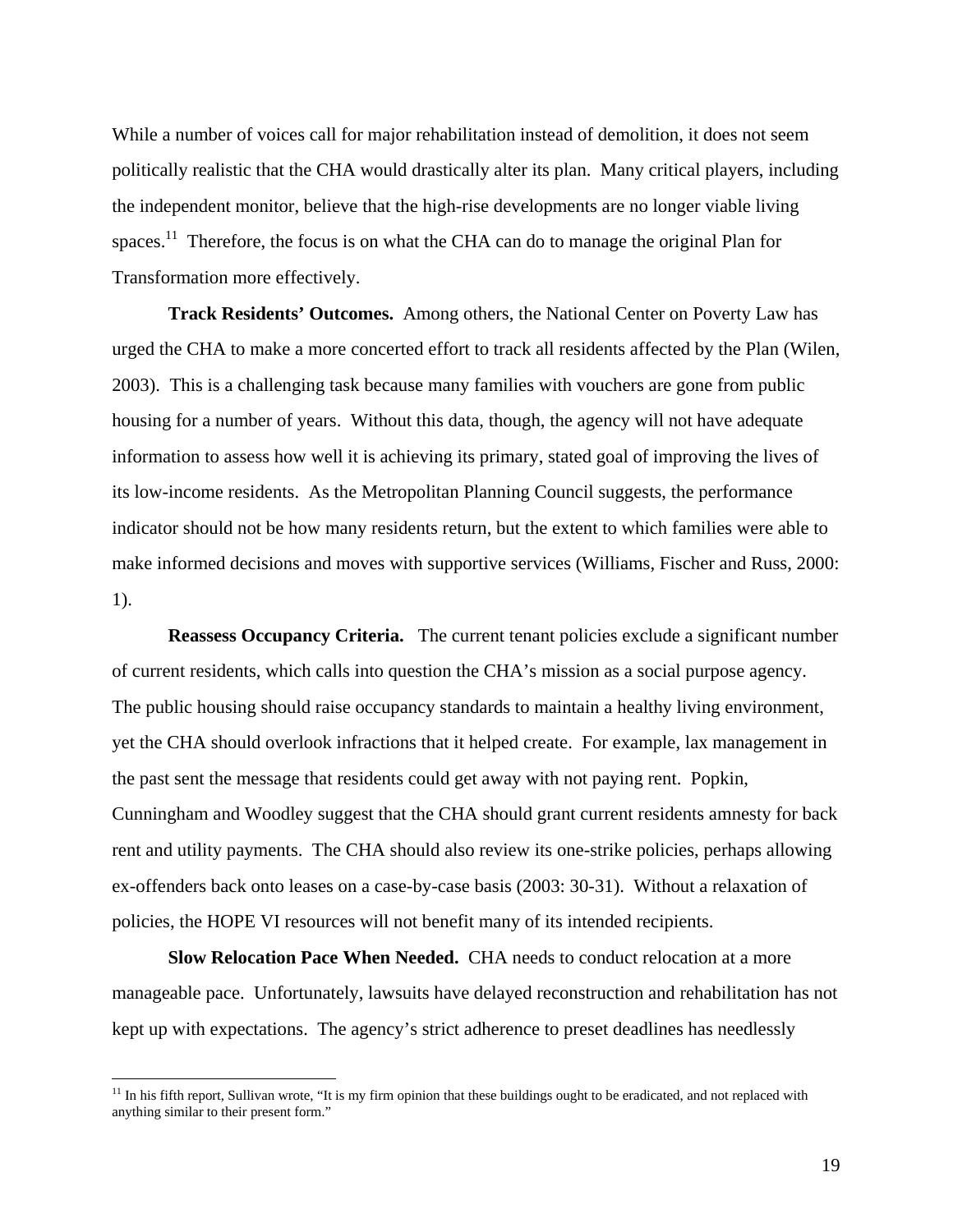While a number of voices call for major rehabilitation instead of demolition, it does not seem politically realistic that the CHA would drastically alter its plan. Many critical players, including the independent monitor, believe that the high-rise developments are no longer viable living spaces.[11] Therefore, the focus is on what the CHA can do to manage the original Plan for Transformation more effectively.

**Track Residents' Outcomes.** Among others, the National Center on Poverty Law has urged the CHA to make a more concerted effort to track all residents affected by the Plan (Wilen, 2003). This is a challenging task because many families with vouchers are gone from public housing for a number of years. Without this data, though, the agency will not have adequate information to assess how well it is achieving its primary, stated goal of improving the lives of its low-income residents. As the Metropolitan Planning Council suggests, the performance indicator should not be how many residents return, but the extent to which families were able to make informed decisions and moves with supportive services (Williams, Fischer and Russ, 2000: 1).

**Reassess Occupancy Criteria.** The current tenant policies exclude a significant number of current residents, which calls into question the CHA's mission as a social purpose agency. The public housing should raise occupancy standards to maintain a healthy living environment, yet the CHA should overlook infractions that it helped create. For example, lax management in the past sent the message that residents could get away with not paying rent. Popkin, Cunningham and Woodley suggest that the CHA should grant current residents amnesty for back rent and utility payments. The CHA should also review its one-strike policies, perhaps allowing ex-offenders back onto leases on a case-by-case basis (2003: 30-31). Without a relaxation of policies, the HOPE VI resources will not benefit many of its intended recipients.

**Slow Relocation Pace When Needed.** CHA needs to conduct relocation at a more manageable pace. Unfortunately, lawsuits have delayed reconstruction and rehabilitation has not kept up with expectations. The agency's strict adherence to preset deadlines has needlessly

[11] In his fifth report, Sullivan wrote, "It is my firm opinion that these buildings ought to be eradicated, and not replaced with anything similar to their present form."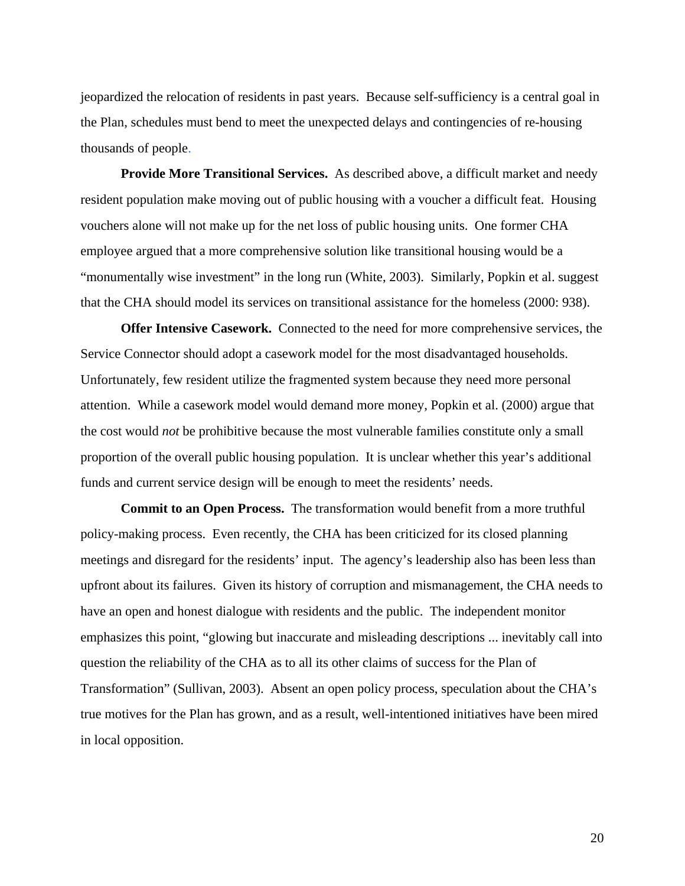jeopardized the relocation of residents in past years. Because self-sufficiency is a central goal in the Plan, schedules must bend to meet the unexpected delays and contingencies of re-housing thousands of people.

**Provide More Transitional Services.** As described above, a difficult market and needy resident population make moving out of public housing with a voucher a difficult feat. Housing vouchers alone will not make up for the net loss of public housing units. One former CHA employee argued that a more comprehensive solution like transitional housing would be a "monumentally wise investment" in the long run (White, 2003). Similarly, Popkin et al. suggest that the CHA should model its services on transitional assistance for the homeless (2000: 938).

**Offer Intensive Casework.** Connected to the need for more comprehensive services, the Service Connector should adopt a casework model for the most disadvantaged households. Unfortunately, few resident utilize the fragmented system because they need more personal attention. While a casework model would demand more money, Popkin et al. (2000) argue that the cost would *not* be prohibitive because the most vulnerable families constitute only a small proportion of the overall public housing population. It is unclear whether this year's additional funds and current service design will be enough to meet the residents' needs.

**Commit to an Open Process.** The transformation would benefit from a more truthful policy-making process. Even recently, the CHA has been criticized for its closed planning meetings and disregard for the residents' input. The agency's leadership also has been less than upfront about its failures. Given its history of corruption and mismanagement, the CHA needs to have an open and honest dialogue with residents and the public. The independent monitor emphasizes this point, "glowing but inaccurate and misleading descriptions ... inevitably call into question the reliability of the CHA as to all its other claims of success for the Plan of Transformation" (Sullivan, 2003). Absent an open policy process, speculation about the CHA's true motives for the Plan has grown, and as a result, well-intentioned initiatives have been mired in local opposition.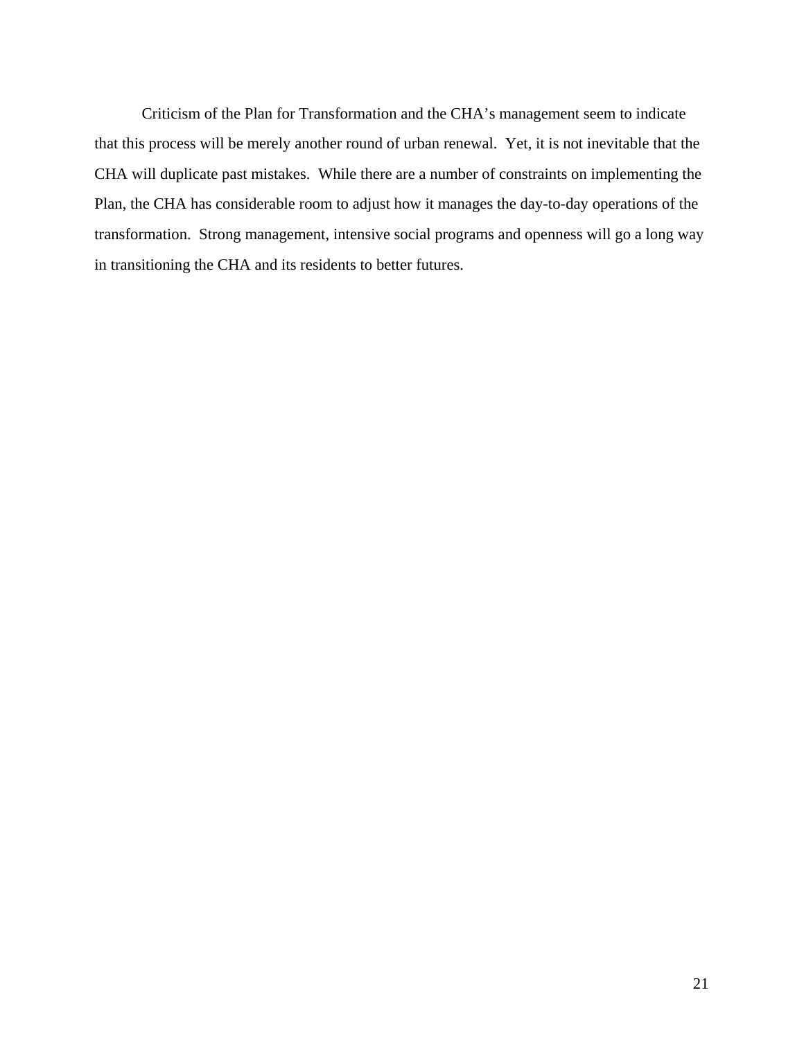Criticism of the Plan for Transformation and the CHA's management seem to indicate that this process will be merely another round of urban renewal. Yet, it is not inevitable that the CHA will duplicate past mistakes. While there are a number of constraints on implementing the Plan, the CHA has considerable room to adjust how it manages the day-to-day operations of the transformation. Strong management, intensive social programs and openness will go a long way in transitioning the CHA and its residents to better futures.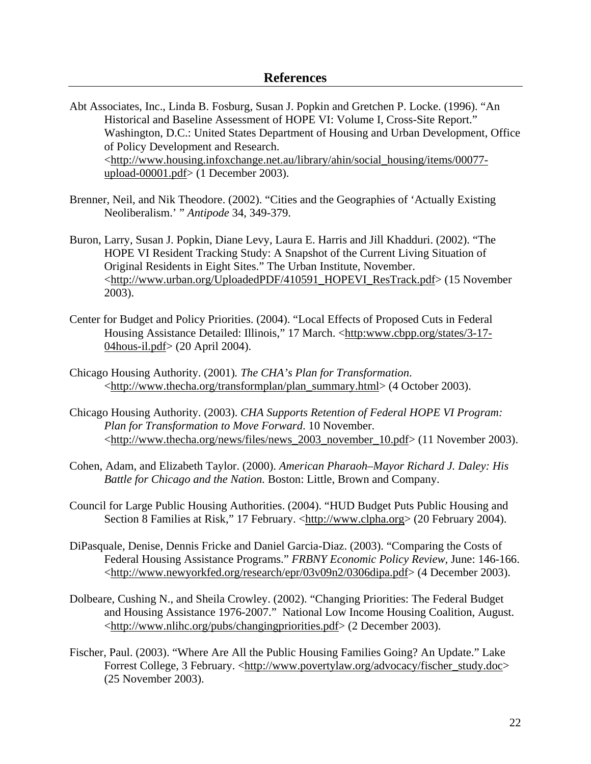## References

Abt Associates, Inc., Linda B. Fosburg, Susan J. Popkin and Gretchen P. Locke. (1996). "An Historical and Baseline Assessment of HOPE VI: Volume I, Cross-Site Report." Washington, D.C.: United States Department of Housing and Urban Development, Office of Policy Development and Research. <http://www.housing.infoxchange.net.au/library/ahin/social_housing/items/00077-upload-00001.pdf> (1 December 2003).

Brenner, Neil, and Nik Theodore. (2002). "Cities and the Geographies of 'Actually Existing Neoliberalism.' " *Antipode* 34, 349-379.

Buron, Larry, Susan J. Popkin, Diane Levy, Laura E. Harris and Jill Khadduri. (2002). "The HOPE VI Resident Tracking Study: A Snapshot of the Current Living Situation of Original Residents in Eight Sites." The Urban Institute, November. <http://www.urban.org/UploadedPDF/410591_HOPEVI_ResTrack.pdf> (15 November 2003).

Center for Budget and Policy Priorities. (2004). "Local Effects of Proposed Cuts in Federal Housing Assistance Detailed: Illinois," 17 March. <http:www.cbpp.org/states/3-17-04hous-il.pdf> (20 April 2004).

Chicago Housing Authority. (2001). *The CHA's Plan for Transformation*. <http://www.thecha.org/transformplan/plan_summary.html> (4 October 2003).

Chicago Housing Authority. (2003). *CHA Supports Retention of Federal HOPE VI Program: Plan for Transformation to Move Forward*. 10 November. <http://www.thecha.org/news/files/news_2003_november_10.pdf> (11 November 2003).

Cohen, Adam, and Elizabeth Taylor. (2000). *American Pharaoh–Mayor Richard J. Daley: His Battle for Chicago and the Nation.* Boston: Little, Brown and Company.

Council for Large Public Housing Authorities. (2004). "HUD Budget Puts Public Housing and Section 8 Families at Risk," 17 February. <http://www.clpha.org> (20 February 2004).

DiPasquale, Denise, Dennis Fricke and Daniel Garcia-Diaz. (2003). "Comparing the Costs of Federal Housing Assistance Programs." *FRBNY Economic Policy Review,* June: 146-166. <http://www.newyorkfed.org/research/epr/03v09n2/0306dipa.pdf> (4 December 2003).

Dolbeare, Cushing N., and Sheila Crowley. (2002). "Changing Priorities: The Federal Budget and Housing Assistance 1976-2007." National Low Income Housing Coalition, August. <http://www.nlihc.org/pubs/changingpriorities.pdf> (2 December 2003).

Fischer, Paul. (2003). "Where Are All the Public Housing Families Going? An Update." Lake Forrest College, 3 February. <http://www.povertylaw.org/advocacy/fischer_study.doc> (25 November 2003).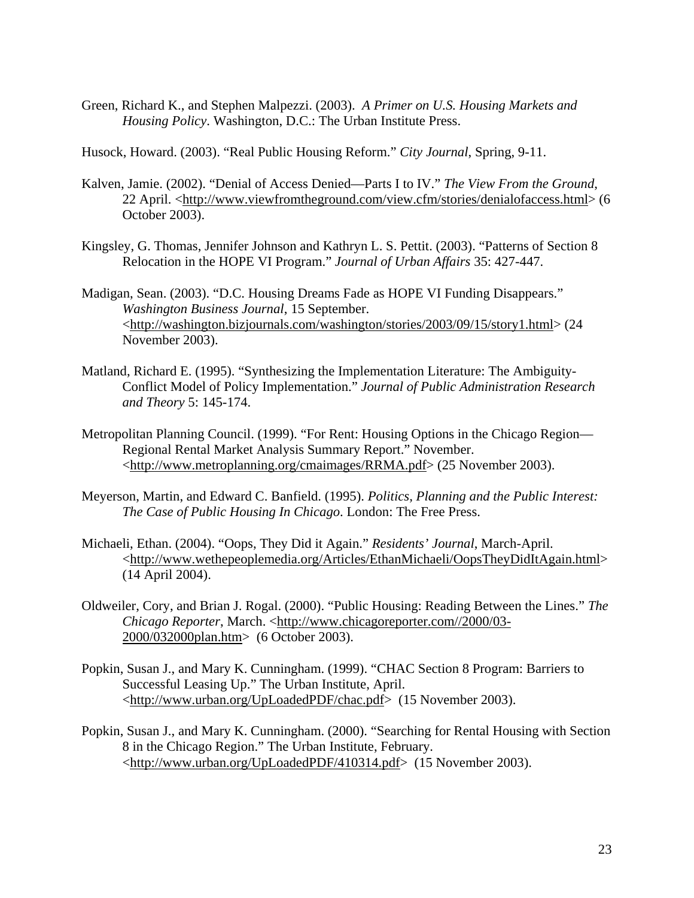Green, Richard K., and Stephen Malpezzi. (2003). *A Primer on U.S. Housing Markets and Housing Policy*. Washington, D.C.: The Urban Institute Press.

Husock, Howard. (2003). "Real Public Housing Reform." *City Journal*, Spring, 9-11.

Kalven, Jamie. (2002). "Denial of Access Denied—Parts I to IV." *The View From the Ground*, 22 April. <http://www.viewfromtheground.com/view.cfm/stories/denialofaccess.html> (6 October 2003).

Kingsley, G. Thomas, Jennifer Johnson and Kathryn L. S. Pettit. (2003). "Patterns of Section 8 Relocation in the HOPE VI Program." *Journal of Urban Affairs* 35: 427-447.

Madigan, Sean. (2003). "D.C. Housing Dreams Fade as HOPE VI Funding Disappears." *Washington Business Journal*, 15 September. <http://washington.bizjournals.com/washington/stories/2003/09/15/story1.html> (24 November 2003).

Matland, Richard E. (1995). "Synthesizing the Implementation Literature: The Ambiguity-Conflict Model of Policy Implementation." *Journal of Public Administration Research and Theory* 5: 145-174.

Metropolitan Planning Council. (1999). "For Rent: Housing Options in the Chicago Region—Regional Rental Market Analysis Summary Report." November. <http://www.metroplanning.org/cmaimages/RRMA.pdf> (25 November 2003).

Meyerson, Martin, and Edward C. Banfield. (1995). *Politics, Planning and the Public Interest: The Case of Public Housing In Chicago*. London: The Free Press.

Michaeli, Ethan. (2004). "Oops, They Did it Again." *Residents' Journal*, March-April. <http://www.wethepeoplemedia.org/Articles/EthanMichaeli/OopsTheyDidItAgain.html> (14 April 2004).

Oldweiler, Cory, and Brian J. Rogal. (2000). "Public Housing: Reading Between the Lines." *The Chicago Reporter*, March. <http://www.chicagoreporter.com//2000/03-2000/032000plan.htm> (6 October 2003).

Popkin, Susan J., and Mary K. Cunningham. (1999). "CHAC Section 8 Program: Barriers to Successful Leasing Up." The Urban Institute, April. <http://www.urban.org/UpLoadedPDF/chac.pdf> (15 November 2003).

Popkin, Susan J., and Mary K. Cunningham. (2000). "Searching for Rental Housing with Section 8 in the Chicago Region." The Urban Institute, February. <http://www.urban.org/UpLoadedPDF/410314.pdf> (15 November 2003).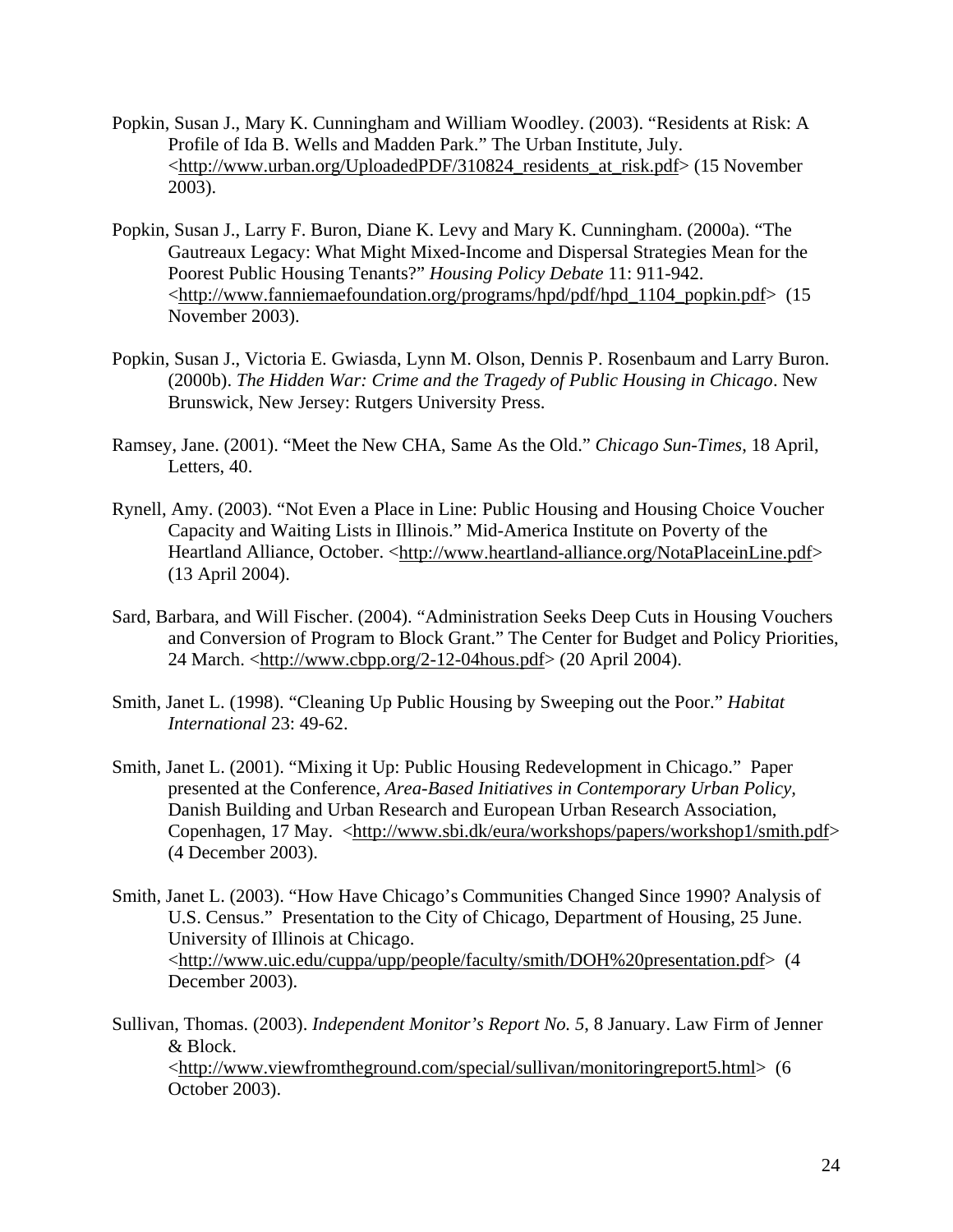Popkin, Susan J., Mary K. Cunningham and William Woodley. (2003). "Residents at Risk: A Profile of Ida B. Wells and Madden Park." The Urban Institute, July. <http://www.urban.org/UploadedPDF/310824_residents_at_risk.pdf> (15 November 2003).

Popkin, Susan J., Larry F. Buron, Diane K. Levy and Mary K. Cunningham. (2000a). "The Gautreaux Legacy: What Might Mixed-Income and Dispersal Strategies Mean for the Poorest Public Housing Tenants?" *Housing Policy Debate* 11: 911-942. <http://www.fanniemaefoundation.org/programs/hpd/pdf/hpd_1104_popkin.pdf> (15 November 2003).

Popkin, Susan J., Victoria E. Gwiasda, Lynn M. Olson, Dennis P. Rosenbaum and Larry Buron. (2000b). *The Hidden War: Crime and the Tragedy of Public Housing in Chicago*. New Brunswick, New Jersey: Rutgers University Press.

Ramsey, Jane. (2001). "Meet the New CHA, Same As the Old." *Chicago Sun-Times*, 18 April, Letters, 40.

Rynell, Amy. (2003). "Not Even a Place in Line: Public Housing and Housing Choice Voucher Capacity and Waiting Lists in Illinois." Mid-America Institute on Poverty of the Heartland Alliance, October. <http://www.heartland-alliance.org/NotaPlaceinLine.pdf> (13 April 2004).

Sard, Barbara, and Will Fischer. (2004). "Administration Seeks Deep Cuts in Housing Vouchers and Conversion of Program to Block Grant." The Center for Budget and Policy Priorities, 24 March. <http://www.cbpp.org/2-12-04hous.pdf> (20 April 2004).

Smith, Janet L. (1998). "Cleaning Up Public Housing by Sweeping out the Poor." *Habitat International* 23: 49-62.

Smith, Janet L. (2001). "Mixing it Up: Public Housing Redevelopment in Chicago." Paper presented at the Conference, *Area-Based Initiatives in Contemporary Urban Policy*, Danish Building and Urban Research and European Urban Research Association, Copenhagen, 17 May. <http://www.sbi.dk/eura/workshops/papers/workshop1/smith.pdf> (4 December 2003).

Smith, Janet L. (2003). "How Have Chicago's Communities Changed Since 1990? Analysis of U.S. Census." Presentation to the City of Chicago, Department of Housing, 25 June. University of Illinois at Chicago. <http://www.uic.edu/cuppa/upp/people/faculty/smith/DOH%20presentation.pdf> (4 December 2003).

Sullivan, Thomas. (2003). *Independent Monitor's Report No. 5*, 8 January. Law Firm of Jenner & Block. <http://www.viewfromtheground.com/special/sullivan/monitoringreport5.html> (6 October 2003).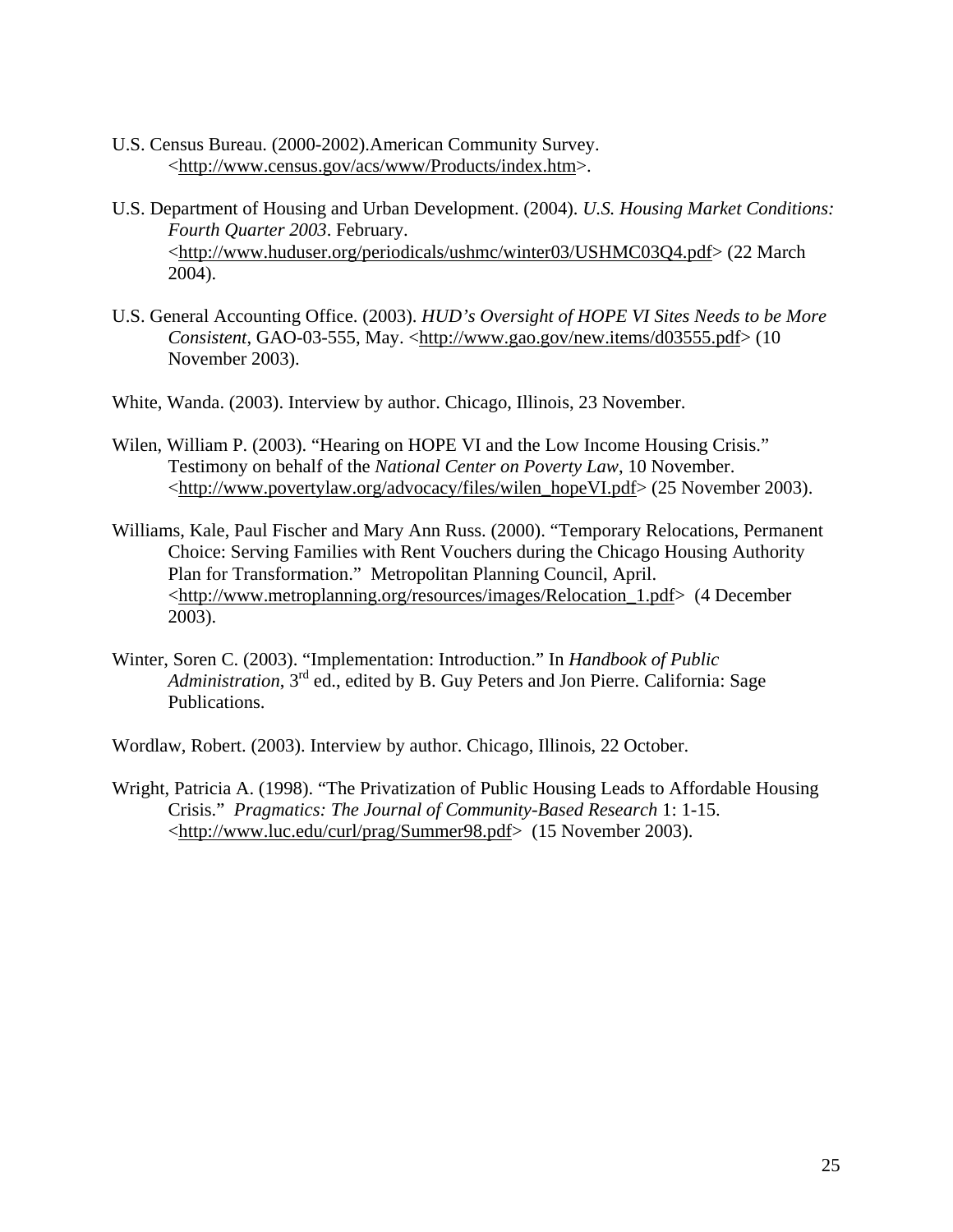U.S. Census Bureau. (2000-2002).American Community Survey. <http://www.census.gov/acs/www/Products/index.htm>.

U.S. Department of Housing and Urban Development. (2004). *U.S. Housing Market Conditions: Fourth Quarter 2003*. February. <http://www.huduser.org/periodicals/ushmc/winter03/USHMC03Q4.pdf> (22 March 2004).

U.S. General Accounting Office. (2003). *HUD's Oversight of HOPE VI Sites Needs to be More Consistent*, GAO-03-555, May. <http://www.gao.gov/new.items/d03555.pdf> (10 November 2003).

White, Wanda. (2003). Interview by author. Chicago, Illinois, 23 November.

Wilen, William P. (2003). "Hearing on HOPE VI and the Low Income Housing Crisis." Testimony on behalf of the *National Center on Poverty Law*, 10 November. <http://www.povertylaw.org/advocacy/files/wilen_hopeVI.pdf> (25 November 2003).

Williams, Kale, Paul Fischer and Mary Ann Russ. (2000). "Temporary Relocations, Permanent Choice: Serving Families with Rent Vouchers during the Chicago Housing Authority Plan for Transformation." Metropolitan Planning Council, April. <http://www.metroplanning.org/resources/images/Relocation_1.pdf> (4 December 2003).

Winter, Soren C. (2003). "Implementation: Introduction." In *Handbook of Public Administration*, 3rd ed., edited by B. Guy Peters and Jon Pierre. California: Sage Publications.

Wordlaw, Robert. (2003). Interview by author. Chicago, Illinois, 22 October.

Wright, Patricia A. (1998). "The Privatization of Public Housing Leads to Affordable Housing Crisis." *Pragmatics: The Journal of Community-Based Research* 1: 1-15. <http://www.luc.edu/curl/prag/Summer98.pdf> (15 November 2003).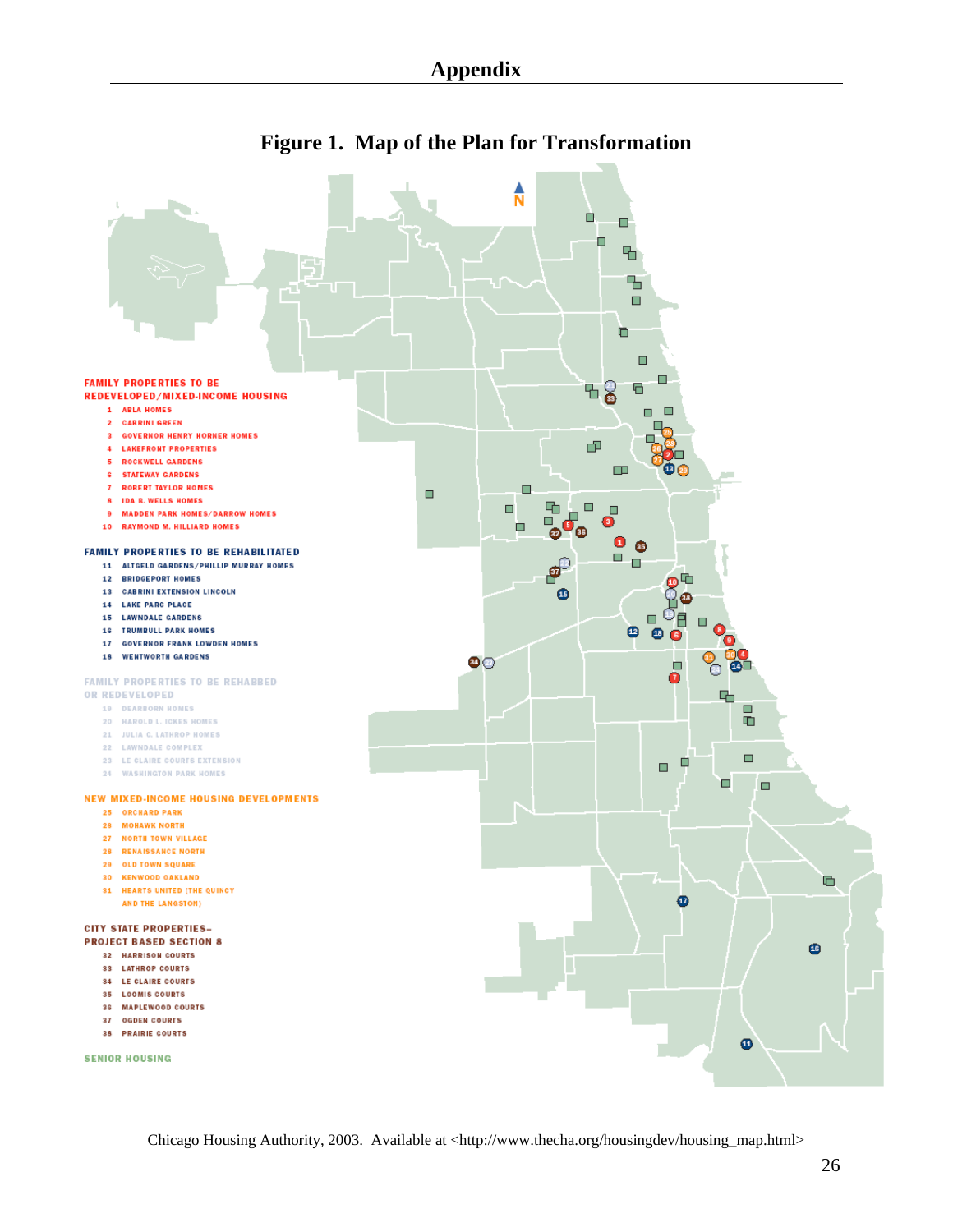# Appendix

## Figure 1. Map of the Plan for Transformation

N

**FAMILY PROPERTIES TO BE REDEVELOPED/MIXED-INCOME HOUSING**

1. ABLA HOMES
2. CABRINI GREEN
3. GOVERNOR HENRY HORNER HOMES
4. LAKEFRONT PROPERTIES
5. ROCKWELL GARDENS
6. STATEWAY GARDENS
7. ROBERT TAYLOR HOMES
8. IDA B. WELLS HOMES
9. MADDEN PARK HOMES/DARROW HOMES
10. RAYMOND M. HILLIARD HOMES

**FAMILY PROPERTIES TO BE REHABILITATED**

11. ALTGELD GARDENS/PHILLIP MURRAY HOMES
12. BRIDGEPORT HOMES
13. CABRINI EXTENSION LINCOLN
14. LAKE PARC PLACE
15. LAWNDALE GARDENS
16. TRUMBULL PARK HOMES
17. GOVERNOR FRANK LOWDEN HOMES
18. WENTWORTH GARDENS

**FAMILY PROPERTIES TO BE REHABBED OR REDEVELOPED**

19. DEARBORN HOMES
20. HAROLD L. ICKES HOMES
21. JULIA C. LATHROP HOMES
22. LAWNDALE COMPLEX
23. LE CLAIRE COURTS EXTENSION
24. WASHINGTON PARK HOMES

**NEW MIXED-INCOME HOUSING DEVELOPMENTS**

25. ORCHARD PARK
26. MOHAWK NORTH
27. NORTH TOWN VILLAGE
28. RENAISSANCE NORTH
29. OLD TOWN SQUARE
30. KENWOOD OAKLAND
31. HEARTS UNITED (THE QUINCY AND THE LANGSTON)

**CITY STATE PROPERTIES–PROJECT BASED SECTION 8**

32. HARRISON COURTS
33. LATHROP COURTS
34. LE CLAIRE COURTS
35. LOOMIS COURTS
36. MAPLEWOOD COURTS
37. OGDEN COURTS
38. PRAIRIE COURTS

**SENIOR HOUSING**

Chicago Housing Authority, 2003. Available at <http://www.thecha.org/housingdev/housing_map.html>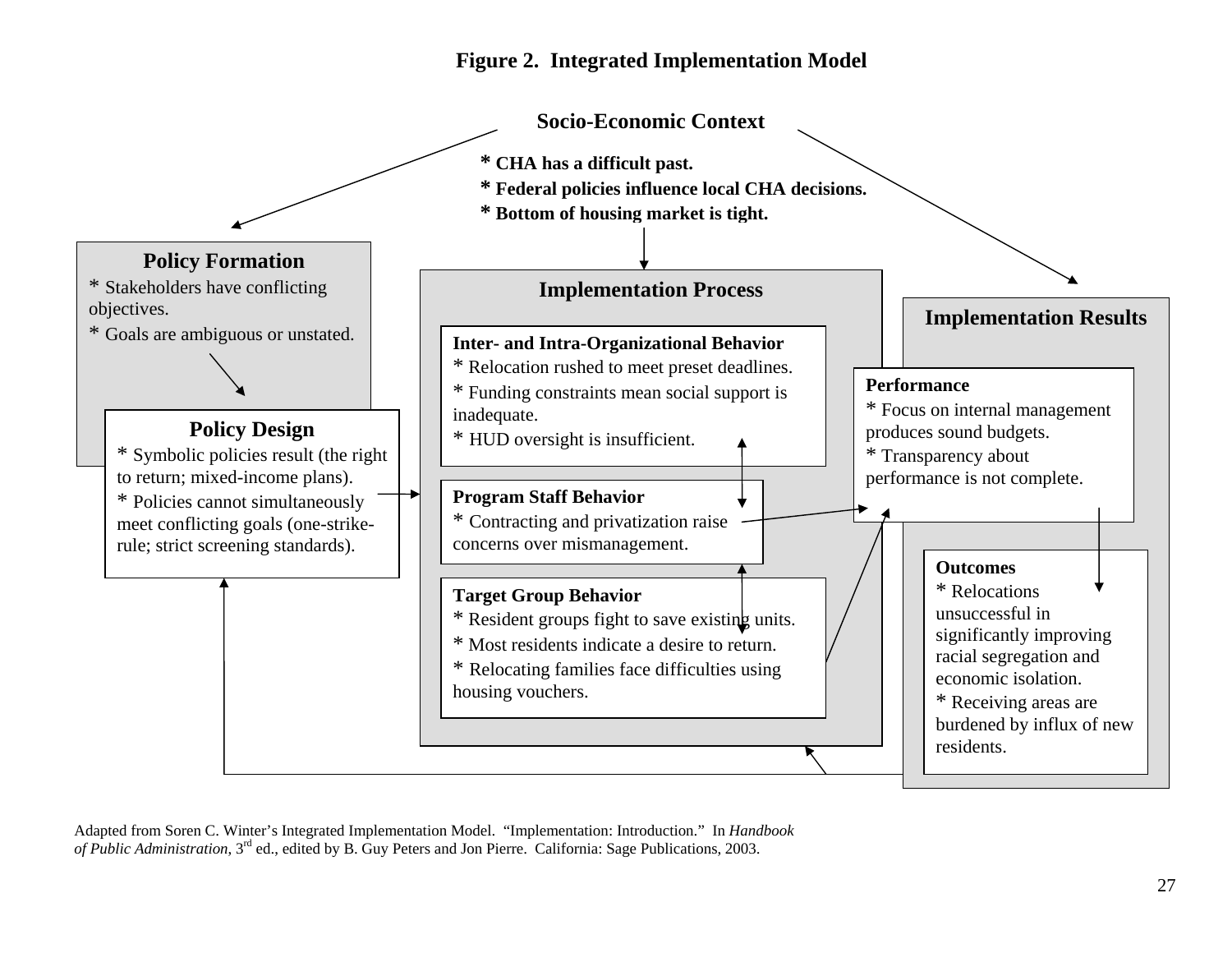**Figure 2. Integrated Implementation Model**

**Socio-Economic Context**

* **CHA has a difficult past.**
* **Federal policies influence local CHA decisions.**
* **Bottom of housing market is tight.**

**Policy Formation**

* Stakeholders have conflicting objectives.
* Goals are ambiguous or unstated.

**Policy Design**

* Symbolic policies result (the right to return; mixed-income plans).
* Policies cannot simultaneously meet conflicting goals (one-strike-rule; strict screening standards).

**Implementation Process**

**Inter- and Intra-Organizational Behavior**

* Relocation rushed to meet preset deadlines.
* Funding constraints mean social support is inadequate.
* HUD oversight is insufficient.

**Program Staff Behavior**

* Contracting and privatization raise concerns over mismanagement.

**Target Group Behavior**

* Resident groups fight to save existing units.
* Most residents indicate a desire to return.
* Relocating families face difficulties using housing vouchers.

**Implementation Results**

**Performance**

* Focus on internal management produces sound budgets.
* Transparency about performance is not complete.

**Outcomes**

* Relocations unsuccessful in significantly improving racial segregation and economic isolation.
* Receiving areas are burdened by influx of new residents.

Adapted from Soren C. Winter's Integrated Implementation Model. "Implementation: Introduction." In *Handbook of Public Administration*, 3rd ed., edited by B. Guy Peters and Jon Pierre. California: Sage Publications, 2003.